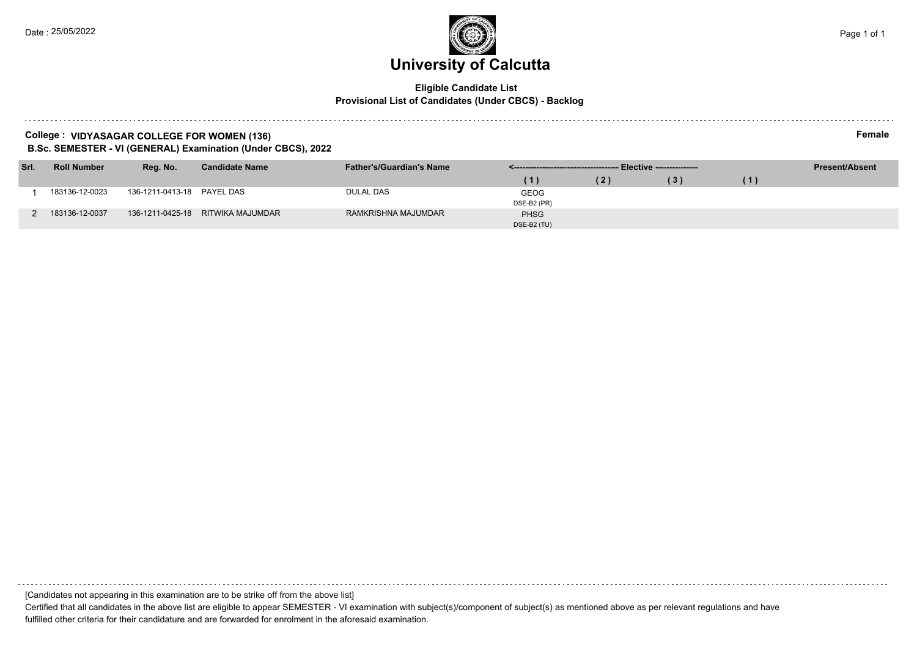# University of Calcutta

**Eligible Candidate List**
**Provisional List of Candidates (Under CBCS) - Backlog**

**College : VIDYASAGAR COLLEGE FOR WOMEN (136)** **Female**
**B.Sc. SEMESTER - VI (GENERAL) Examination (Under CBCS), 2022**

| Srl. | Roll Number | Reg. No. | Candidate Name | Father's/Guardian's Name | <------------------------------------- Elective -------------- | | | | Present/Absent |
|---|---|---|---|---|---|---|---|---|---|
| | | | | | (1) | (2) | (3) | (1) | |
| 1 | 183136-12-0023 | 136-1211-0413-18 | PAYEL DAS | DULAL DAS | GEOG DSE-B2 (PR) | | | | |
| 2 | 183136-12-0037 | 136-1211-0425-18 | RITWIKA MAJUMDAR | RAMKRISHNA MAJUMDAR | PHSG DSE-B2 (TU) | | | | |

[Candidates not appearing in this examination are to be strike off from the above list]

Certified that all candidates in the above list are eligible to appear SEMESTER - VI examination with subject(s)/component of subject(s) as mentioned above as per relevant regulations and have fulfilled other criteria for their candidature and are forwarded for enrolment in the aforesaid examination.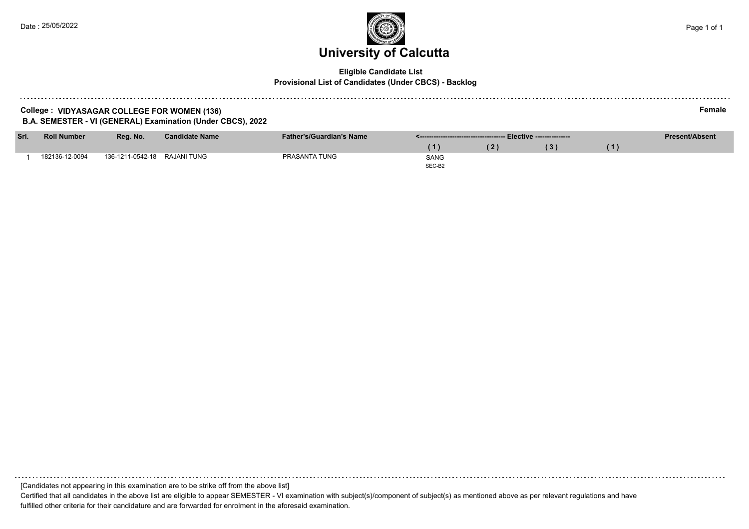# University of Calcutta

**Eligible Candidate List**
**Provisional List of Candidates (Under CBCS) - Backlog**

**College : VIDYASAGAR COLLEGE FOR WOMEN (136)** **Female**
**B.A. SEMESTER - VI (GENERAL) Examination (Under CBCS), 2022**

| Srl. | Roll Number | Reg. No. | Candidate Name | Father's/Guardian's Name | Elective (1) | Elective (2) | Elective (3) | (1) | Present/Absent |
|---|---|---|---|---|---|---|---|---|---|
| 1 | 182136-12-0094 | 136-1211-0542-18 | RAJANI TUNG | PRASANTA TUNG | SANG SEC-B2 | | | | |

[Candidates not appearing in this examination are to be strike off from the above list]

Certified that all candidates in the above list are eligible to appear SEMESTER - VI examination with subject(s)/component of subject(s) as mentioned above as per relevant regulations and have fulfilled other criteria for their candidature and are forwarded for enrolment in the aforesaid examination.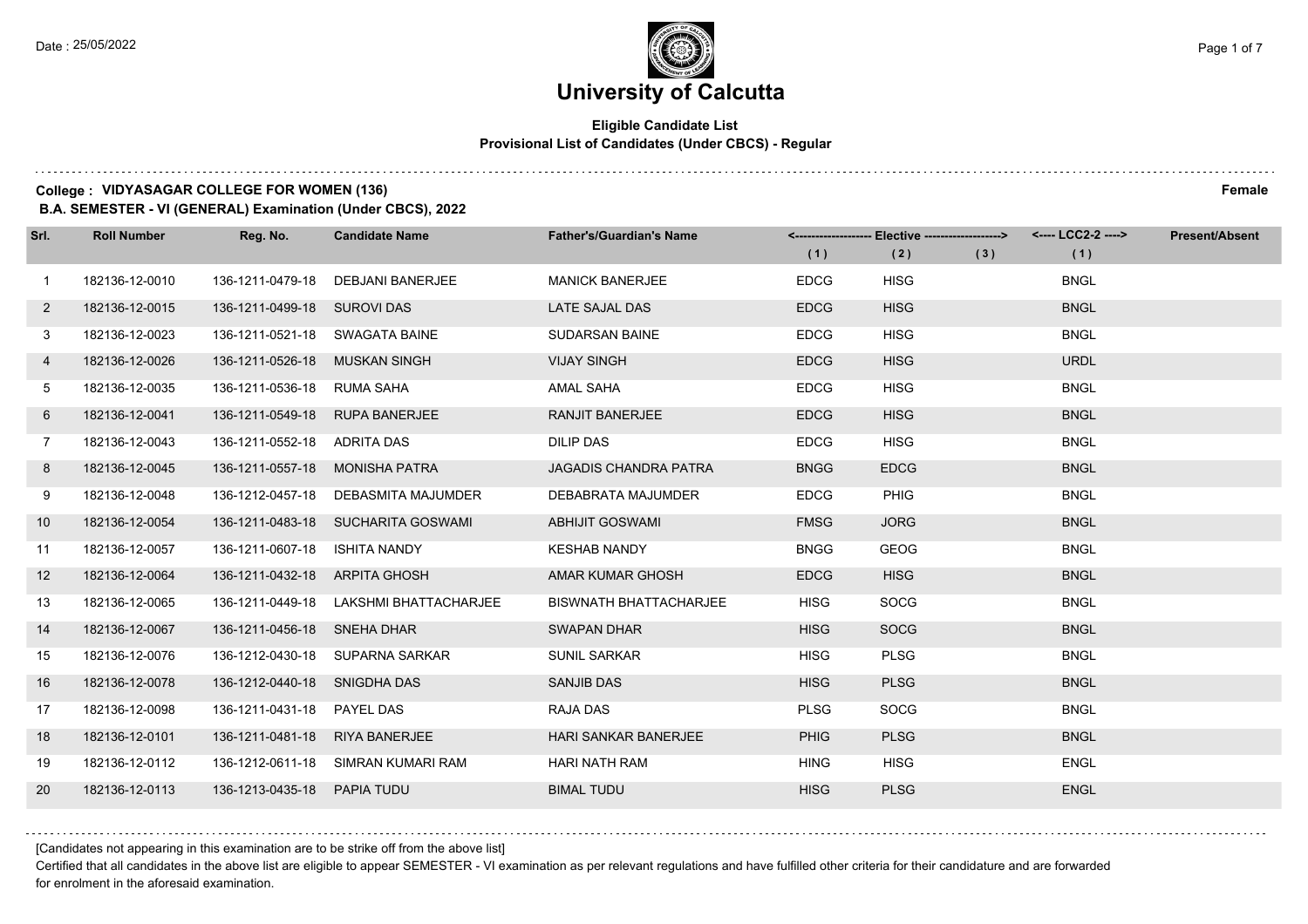# University of Calcutta

**Eligible Candidate List**
**Provisional List of Candidates (Under CBCS) - Regular**

**College : VIDYASAGAR COLLEGE FOR WOMEN (136)** **Female**
**B.A. SEMESTER - VI (GENERAL) Examination (Under CBCS), 2022**

| Srl. | Roll Number | Reg. No. | Candidate Name | Father's/Guardian's Name | Elective (1) | Elective (2) | Elective (3) | LCC2-2 (1) | Present/Absent |
|---|---|---|---|---|---|---|---|---|---|
| 1 | 182136-12-0010 | 136-1211-0479-18 | DEBJANI BANERJEE | MANICK BANERJEE | EDCG | HISG | | BNGL | |
| 2 | 182136-12-0015 | 136-1211-0499-18 | SUROVI DAS | LATE SAJAL DAS | EDCG | HISG | | BNGL | |
| 3 | 182136-12-0023 | 136-1211-0521-18 | SWAGATA BAINE | SUDARSAN BAINE | EDCG | HISG | | BNGL | |
| 4 | 182136-12-0026 | 136-1211-0526-18 | MUSKAN SINGH | VIJAY SINGH | EDCG | HISG | | URDL | |
| 5 | 182136-12-0035 | 136-1211-0536-18 | RUMA SAHA | AMAL SAHA | EDCG | HISG | | BNGL | |
| 6 | 182136-12-0041 | 136-1211-0549-18 | RUPA BANERJEE | RANJIT BANERJEE | EDCG | HISG | | BNGL | |
| 7 | 182136-12-0043 | 136-1211-0552-18 | ADRITA DAS | DILIP DAS | EDCG | HISG | | BNGL | |
| 8 | 182136-12-0045 | 136-1211-0557-18 | MONISHA PATRA | JAGADIS CHANDRA PATRA | BNGG | EDCG | | BNGL | |
| 9 | 182136-12-0048 | 136-1212-0457-18 | DEBASMITA MAJUMDER | DEBABRATA MAJUMDER | EDCG | PHIG | | BNGL | |
| 10 | 182136-12-0054 | 136-1211-0483-18 | SUCHARITA GOSWAMI | ABHIJIT GOSWAMI | FMSG | JORG | | BNGL | |
| 11 | 182136-12-0057 | 136-1211-0607-18 | ISHITA NANDY | KESHAB NANDY | BNGG | GEOG | | BNGL | |
| 12 | 182136-12-0064 | 136-1211-0432-18 | ARPITA GHOSH | AMAR KUMAR GHOSH | EDCG | HISG | | BNGL | |
| 13 | 182136-12-0065 | 136-1211-0449-18 | LAKSHMI BHATTACHARJEE | BISWNATH BHATTACHARJEE | HISG | SOCG | | BNGL | |
| 14 | 182136-12-0067 | 136-1211-0456-18 | SNEHA DHAR | SWAPAN DHAR | HISG | SOCG | | BNGL | |
| 15 | 182136-12-0076 | 136-1212-0430-18 | SUPARNA SARKAR | SUNIL SARKAR | HISG | PLSG | | BNGL | |
| 16 | 182136-12-0078 | 136-1212-0440-18 | SNIGDHA DAS | SANJIB DAS | HISG | PLSG | | BNGL | |
| 17 | 182136-12-0098 | 136-1211-0431-18 | PAYEL DAS | RAJA DAS | PLSG | SOCG | | BNGL | |
| 18 | 182136-12-0101 | 136-1211-0481-18 | RIYA BANERJEE | HARI SANKAR BANERJEE | PHIG | PLSG | | BNGL | |
| 19 | 182136-12-0112 | 136-1212-0611-18 | SIMRAN KUMARI RAM | HARI NATH RAM | HING | HISG | | ENGL | |
| 20 | 182136-12-0113 | 136-1213-0435-18 | PAPIA TUDU | BIMAL TUDU | HISG | PLSG | | ENGL | |

[Candidates not appearing in this examination are to be strike off from the above list]

Certified that all candidates in the above list are eligible to appear SEMESTER - VI examination as per relevant regulations and have fulfilled other criteria for their candidature and are forwarded for enrolment in the aforesaid examination.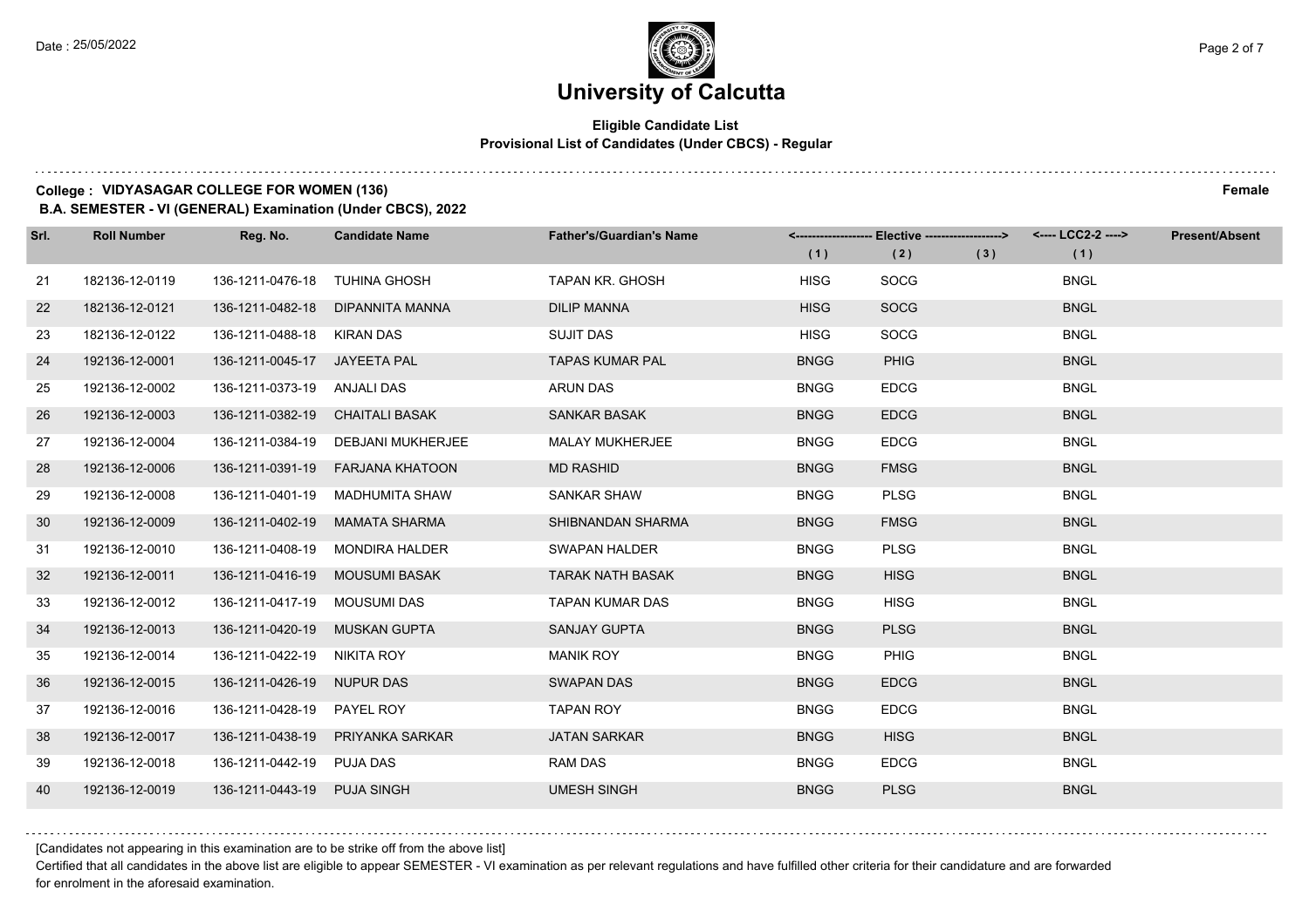# University of Calcutta

**Eligible Candidate List**
**Provisional List of Candidates (Under CBCS) - Regular**

**College : VIDYASAGAR COLLEGE FOR WOMEN (136)** **Female**

**B.A. SEMESTER - VI (GENERAL) Examination (Under CBCS), 2022**

| Srl. | Roll Number | Reg. No. | Candidate Name | Father's/Guardian's Name | Elective (1) | Elective (2) | Elective (3) | LCC2-2 (1) | Present/Absent |
|---|---|---|---|---|---|---|---|---|---|
| 21 | 182136-12-0119 | 136-1211-0476-18 | TUHINA GHOSH | TAPAN KR. GHOSH | HISG | SOCG | | BNGL | |
| 22 | 182136-12-0121 | 136-1211-0482-18 | DIPANNITA MANNA | DILIP MANNA | HISG | SOCG | | BNGL | |
| 23 | 182136-12-0122 | 136-1211-0488-18 | KIRAN DAS | SUJIT DAS | HISG | SOCG | | BNGL | |
| 24 | 192136-12-0001 | 136-1211-0045-17 | JAYEETA PAL | TAPAS KUMAR PAL | BNGG | PHIG | | BNGL | |
| 25 | 192136-12-0002 | 136-1211-0373-19 | ANJALI DAS | ARUN DAS | BNGG | EDCG | | BNGL | |
| 26 | 192136-12-0003 | 136-1211-0382-19 | CHAITALI BASAK | SANKAR BASAK | BNGG | EDCG | | BNGL | |
| 27 | 192136-12-0004 | 136-1211-0384-19 | DEBJANI MUKHERJEE | MALAY MUKHERJEE | BNGG | EDCG | | BNGL | |
| 28 | 192136-12-0006 | 136-1211-0391-19 | FARJANA KHATOON | MD RASHID | BNGG | FMSG | | BNGL | |
| 29 | 192136-12-0008 | 136-1211-0401-19 | MADHUMITA SHAW | SANKAR SHAW | BNGG | PLSG | | BNGL | |
| 30 | 192136-12-0009 | 136-1211-0402-19 | MAMATA SHARMA | SHIBNANDAN SHARMA | BNGG | FMSG | | BNGL | |
| 31 | 192136-12-0010 | 136-1211-0408-19 | MONDIRA HALDER | SWAPAN HALDER | BNGG | PLSG | | BNGL | |
| 32 | 192136-12-0011 | 136-1211-0416-19 | MOUSUMI BASAK | TARAK NATH BASAK | BNGG | HISG | | BNGL | |
| 33 | 192136-12-0012 | 136-1211-0417-19 | MOUSUMI DAS | TAPAN KUMAR DAS | BNGG | HISG | | BNGL | |
| 34 | 192136-12-0013 | 136-1211-0420-19 | MUSKAN GUPTA | SANJAY GUPTA | BNGG | PLSG | | BNGL | |
| 35 | 192136-12-0014 | 136-1211-0422-19 | NIKITA ROY | MANIK ROY | BNGG | PHIG | | BNGL | |
| 36 | 192136-12-0015 | 136-1211-0426-19 | NUPUR DAS | SWAPAN DAS | BNGG | EDCG | | BNGL | |
| 37 | 192136-12-0016 | 136-1211-0428-19 | PAYEL ROY | TAPAN ROY | BNGG | EDCG | | BNGL | |
| 38 | 192136-12-0017 | 136-1211-0438-19 | PRIYANKA SARKAR | JATAN SARKAR | BNGG | HISG | | BNGL | |
| 39 | 192136-12-0018 | 136-1211-0442-19 | PUJA DAS | RAM DAS | BNGG | EDCG | | BNGL | |
| 40 | 192136-12-0019 | 136-1211-0443-19 | PUJA SINGH | UMESH SINGH | BNGG | PLSG | | BNGL | |

[Candidates not appearing in this examination are to be strike off from the above list]

Certified that all candidates in the above list are eligible to appear SEMESTER - VI examination as per relevant regulations and have fulfilled other criteria for their candidature and are forwarded for enrolment in the aforesaid examination.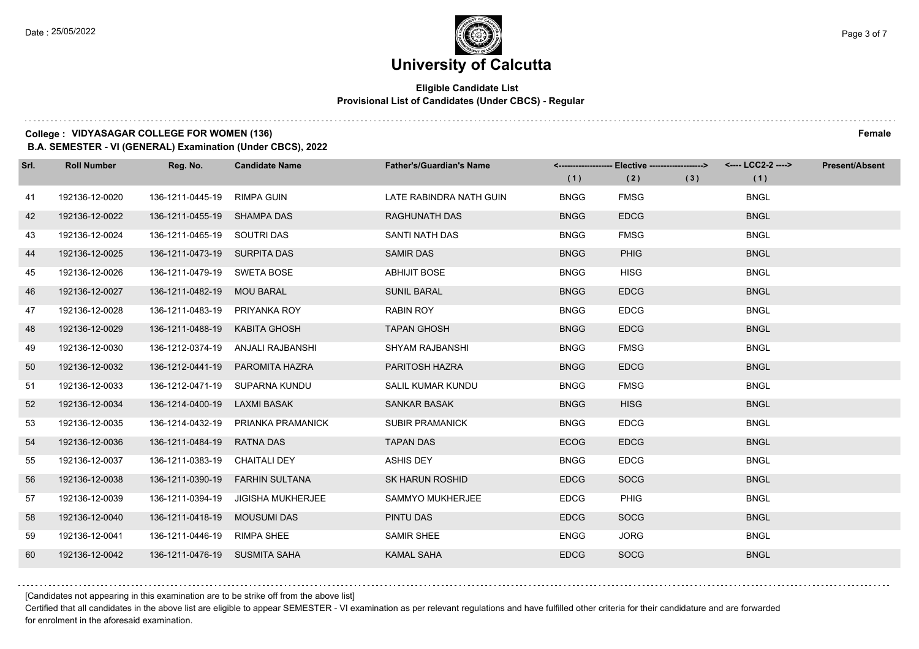# University of Calcutta

**Eligible Candidate List**
**Provisional List of Candidates (Under CBCS) - Regular**

**College : VIDYASAGAR COLLEGE FOR WOMEN (136)** **Female**

**B.A. SEMESTER - VI (GENERAL) Examination (Under CBCS), 2022**

| Srl. | Roll Number | Reg. No. | Candidate Name | Father's/Guardian's Name | Elective (1) | Elective (2) | Elective (3) | LCC2-2 (1) | Present/Absent |
|---|---|---|---|---|---|---|---|---|---|
| 41 | 192136-12-0020 | 136-1211-0445-19 | RIMPA GUIN | LATE RABINDRA NATH GUIN | BNGG | FMSG | | BNGL | |
| 42 | 192136-12-0022 | 136-1211-0455-19 | SHAMPA DAS | RAGHUNATH DAS | BNGG | EDCG | | BNGL | |
| 43 | 192136-12-0024 | 136-1211-0465-19 | SOUTRI DAS | SANTI NATH DAS | BNGG | FMSG | | BNGL | |
| 44 | 192136-12-0025 | 136-1211-0473-19 | SURPITA DAS | SAMIR DAS | BNGG | PHIG | | BNGL | |
| 45 | 192136-12-0026 | 136-1211-0479-19 | SWETA BOSE | ABHIJIT BOSE | BNGG | HISG | | BNGL | |
| 46 | 192136-12-0027 | 136-1211-0482-19 | MOU BARAL | SUNIL BARAL | BNGG | EDCG | | BNGL | |
| 47 | 192136-12-0028 | 136-1211-0483-19 | PRIYANKA ROY | RABIN ROY | BNGG | EDCG | | BNGL | |
| 48 | 192136-12-0029 | 136-1211-0488-19 | KABITA GHOSH | TAPAN GHOSH | BNGG | EDCG | | BNGL | |
| 49 | 192136-12-0030 | 136-1212-0374-19 | ANJALI RAJBANSHI | SHYAM RAJBANSHI | BNGG | FMSG | | BNGL | |
| 50 | 192136-12-0032 | 136-1212-0441-19 | PAROMITA HAZRA | PARITOSH HAZRA | BNGG | EDCG | | BNGL | |
| 51 | 192136-12-0033 | 136-1212-0471-19 | SUPARNA KUNDU | SALIL KUMAR KUNDU | BNGG | FMSG | | BNGL | |
| 52 | 192136-12-0034 | 136-1214-0400-19 | LAXMI BASAK | SANKAR BASAK | BNGG | HISG | | BNGL | |
| 53 | 192136-12-0035 | 136-1214-0432-19 | PRIANKA PRAMANICK | SUBIR PRAMANICK | BNGG | EDCG | | BNGL | |
| 54 | 192136-12-0036 | 136-1211-0484-19 | RATNA DAS | TAPAN DAS | ECOG | EDCG | | BNGL | |
| 55 | 192136-12-0037 | 136-1211-0383-19 | CHAITALI DEY | ASHIS DEY | BNGG | EDCG | | BNGL | |
| 56 | 192136-12-0038 | 136-1211-0390-19 | FARHIN SULTANA | SK HARUN ROSHID | EDCG | SOCG | | BNGL | |
| 57 | 192136-12-0039 | 136-1211-0394-19 | JIGISHA MUKHERJEE | SAMMYO MUKHERJEE | EDCG | PHIG | | BNGL | |
| 58 | 192136-12-0040 | 136-1211-0418-19 | MOUSUMI DAS | PINTU DAS | EDCG | SOCG | | BNGL | |
| 59 | 192136-12-0041 | 136-1211-0446-19 | RIMPA SHEE | SAMIR SHEE | ENGG | JORG | | BNGL | |
| 60 | 192136-12-0042 | 136-1211-0476-19 | SUSMITA SAHA | KAMAL SAHA | EDCG | SOCG | | BNGL | |

[Candidates not appearing in this examination are to be strike off from the above list]

Certified that all candidates in the above list are eligible to appear SEMESTER - VI examination as per relevant regulations and have fulfilled other criteria for their candidature and are forwarded for enrolment in the aforesaid examination.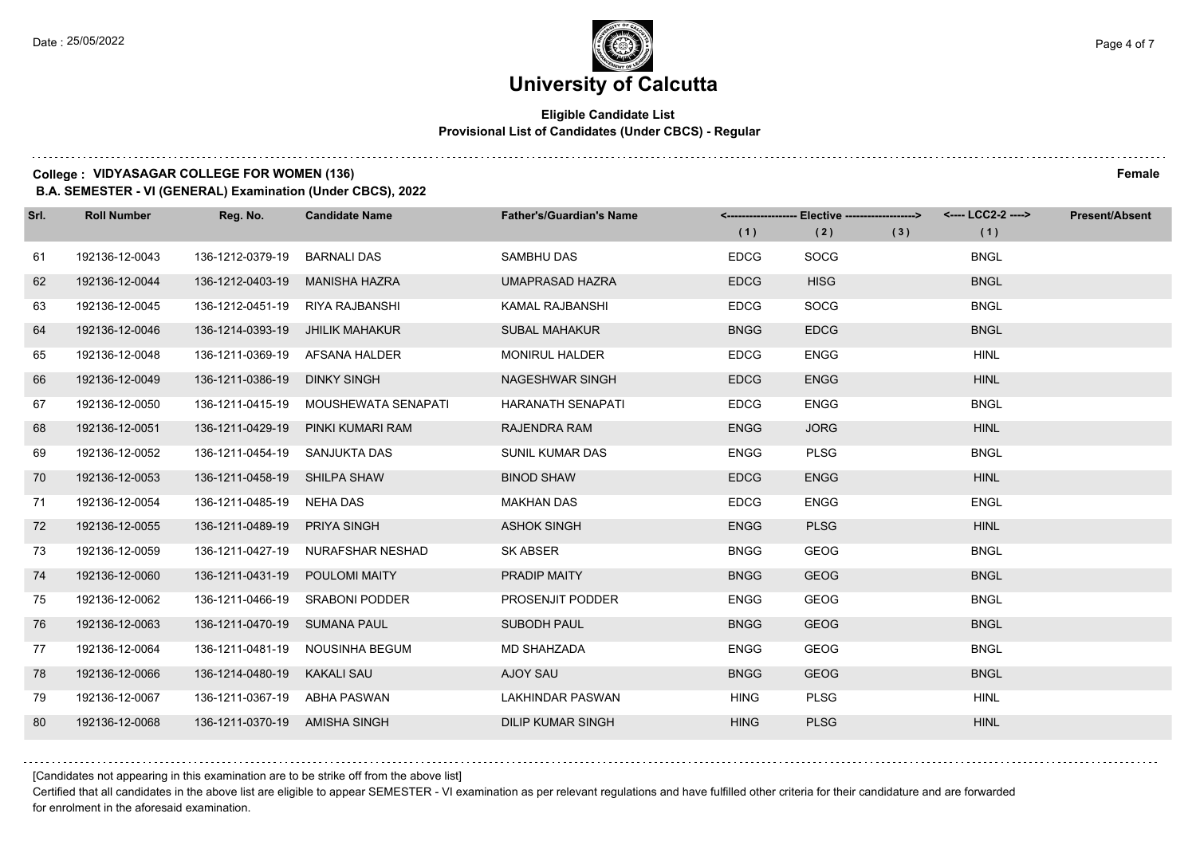# University of Calcutta

**Eligible Candidate List**
**Provisional List of Candidates (Under CBCS) - Regular**

**College : VIDYASAGAR COLLEGE FOR WOMEN (136)** — **Female**

**B.A. SEMESTER - VI (GENERAL) Examination (Under CBCS), 2022**

| Srl. | Roll Number | Reg. No. | Candidate Name | Father's/Guardian's Name | Elective (1) | Elective (2) | Elective (3) | LCC2-2 (1) | Present/Absent |
|---|---|---|---|---|---|---|---|---|---|
| 61 | 192136-12-0043 | 136-1212-0379-19 | BARNALI DAS | SAMBHU DAS | EDCG | SOCG | | BNGL | |
| 62 | 192136-12-0044 | 136-1212-0403-19 | MANISHA HAZRA | UMAPRASAD HAZRA | EDCG | HISG | | BNGL | |
| 63 | 192136-12-0045 | 136-1212-0451-19 | RIYA RAJBANSHI | KAMAL RAJBANSHI | EDCG | SOCG | | BNGL | |
| 64 | 192136-12-0046 | 136-1214-0393-19 | JHILIK MAHAKUR | SUBAL MAHAKUR | BNGG | EDCG | | BNGL | |
| 65 | 192136-12-0048 | 136-1211-0369-19 | AFSANA HALDER | MONIRUL HALDER | EDCG | ENGG | | HINL | |
| 66 | 192136-12-0049 | 136-1211-0386-19 | DINKY SINGH | NAGESHWAR SINGH | EDCG | ENGG | | HINL | |
| 67 | 192136-12-0050 | 136-1211-0415-19 | MOUSHEWATA SENAPATI | HARANATH SENAPATI | EDCG | ENGG | | BNGL | |
| 68 | 192136-12-0051 | 136-1211-0429-19 | PINKI KUMARI RAM | RAJENDRA RAM | ENGG | JORG | | HINL | |
| 69 | 192136-12-0052 | 136-1211-0454-19 | SANJUKTA DAS | SUNIL KUMAR DAS | ENGG | PLSG | | BNGL | |
| 70 | 192136-12-0053 | 136-1211-0458-19 | SHILPA SHAW | BINOD SHAW | EDCG | ENGG | | HINL | |
| 71 | 192136-12-0054 | 136-1211-0485-19 | NEHA DAS | MAKHAN DAS | EDCG | ENGG | | ENGL | |
| 72 | 192136-12-0055 | 136-1211-0489-19 | PRIYA SINGH | ASHOK SINGH | ENGG | PLSG | | HINL | |
| 73 | 192136-12-0059 | 136-1211-0427-19 | NURAFSHAR NESHAD | SK ABSER | BNGG | GEOG | | BNGL | |
| 74 | 192136-12-0060 | 136-1211-0431-19 | POULOMI MAITY | PRADIP MAITY | BNGG | GEOG | | BNGL | |
| 75 | 192136-12-0062 | 136-1211-0466-19 | SRABONI PODDER | PROSENJIT PODDER | ENGG | GEOG | | BNGL | |
| 76 | 192136-12-0063 | 136-1211-0470-19 | SUMANA PAUL | SUBODH PAUL | BNGG | GEOG | | BNGL | |
| 77 | 192136-12-0064 | 136-1211-0481-19 | NOUSINHA BEGUM | MD SHAHZADA | ENGG | GEOG | | BNGL | |
| 78 | 192136-12-0066 | 136-1214-0480-19 | KAKALI SAU | AJOY SAU | BNGG | GEOG | | BNGL | |
| 79 | 192136-12-0067 | 136-1211-0367-19 | ABHA PASWAN | LAKHINDAR PASWAN | HING | PLSG | | HINL | |
| 80 | 192136-12-0068 | 136-1211-0370-19 | AMISHA SINGH | DILIP KUMAR SINGH | HING | PLSG | | HINL | |

[Candidates not appearing in this examination are to be strike off from the above list]

Certified that all candidates in the above list are eligible to appear SEMESTER - VI examination as per relevant regulations and have fulfilled other criteria for their candidature and are forwarded for enrolment in the aforesaid examination.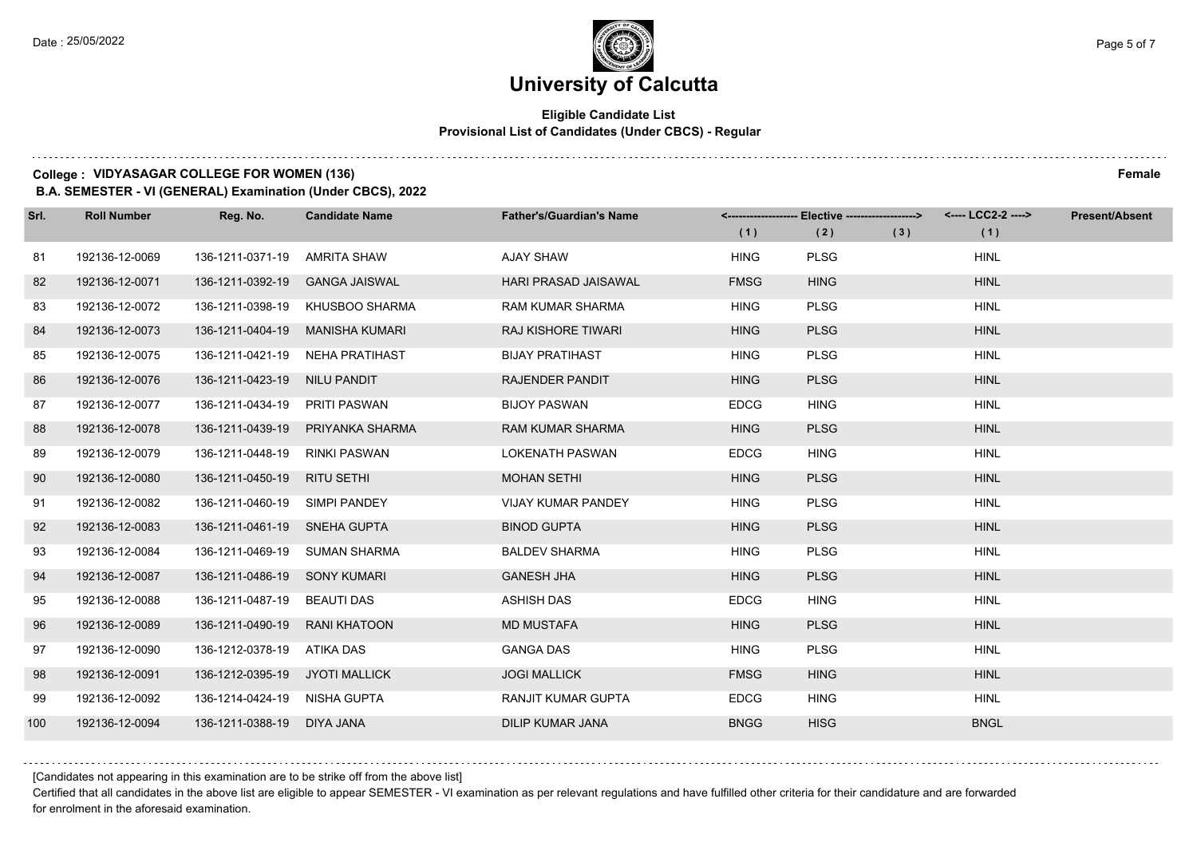# University of Calcutta

**Eligible Candidate List**
**Provisional List of Candidates (Under CBCS) - Regular**

**College : VIDYASAGAR COLLEGE FOR WOMEN (136)** **Female**
**B.A. SEMESTER - VI (GENERAL) Examination (Under CBCS), 2022**

| Srl. | Roll Number | Reg. No. | Candidate Name | Father's/Guardian's Name | Elective (1) | Elective (2) | Elective (3) | LCC2-2 (1) | Present/Absent |
|---|---|---|---|---|---|---|---|---|---|
| 81 | 192136-12-0069 | 136-1211-0371-19 | AMRITA SHAW | AJAY SHAW | HING | PLSG | | HINL | |
| 82 | 192136-12-0071 | 136-1211-0392-19 | GANGA JAISWAL | HARI PRASAD JAISAWAL | FMSG | HING | | HINL | |
| 83 | 192136-12-0072 | 136-1211-0398-19 | KHUSBOO SHARMA | RAM KUMAR SHARMA | HING | PLSG | | HINL | |
| 84 | 192136-12-0073 | 136-1211-0404-19 | MANISHA KUMARI | RAJ KISHORE TIWARI | HING | PLSG | | HINL | |
| 85 | 192136-12-0075 | 136-1211-0421-19 | NEHA PRATIHAST | BIJAY PRATIHAST | HING | PLSG | | HINL | |
| 86 | 192136-12-0076 | 136-1211-0423-19 | NILU PANDIT | RAJENDER PANDIT | HING | PLSG | | HINL | |
| 87 | 192136-12-0077 | 136-1211-0434-19 | PRITI PASWAN | BIJOY PASWAN | EDCG | HING | | HINL | |
| 88 | 192136-12-0078 | 136-1211-0439-19 | PRIYANKA SHARMA | RAM KUMAR SHARMA | HING | PLSG | | HINL | |
| 89 | 192136-12-0079 | 136-1211-0448-19 | RINKI PASWAN | LOKENATH PASWAN | EDCG | HING | | HINL | |
| 90 | 192136-12-0080 | 136-1211-0450-19 | RITU SETHI | MOHAN SETHI | HING | PLSG | | HINL | |
| 91 | 192136-12-0082 | 136-1211-0460-19 | SIMPI PANDEY | VIJAY KUMAR PANDEY | HING | PLSG | | HINL | |
| 92 | 192136-12-0083 | 136-1211-0461-19 | SNEHA GUPTA | BINOD GUPTA | HING | PLSG | | HINL | |
| 93 | 192136-12-0084 | 136-1211-0469-19 | SUMAN SHARMA | BALDEV SHARMA | HING | PLSG | | HINL | |
| 94 | 192136-12-0087 | 136-1211-0486-19 | SONY KUMARI | GANESH JHA | HING | PLSG | | HINL | |
| 95 | 192136-12-0088 | 136-1211-0487-19 | BEAUTI DAS | ASHISH DAS | EDCG | HING | | HINL | |
| 96 | 192136-12-0089 | 136-1211-0490-19 | RANI KHATOON | MD MUSTAFA | HING | PLSG | | HINL | |
| 97 | 192136-12-0090 | 136-1212-0378-19 | ATIKA DAS | GANGA DAS | HING | PLSG | | HINL | |
| 98 | 192136-12-0091 | 136-1212-0395-19 | JYOTI MALLICK | JOGI MALLICK | FMSG | HING | | HINL | |
| 99 | 192136-12-0092 | 136-1214-0424-19 | NISHA GUPTA | RANJIT KUMAR GUPTA | EDCG | HING | | HINL | |
| 100 | 192136-12-0094 | 136-1211-0388-19 | DIYA JANA | DILIP KUMAR JANA | BNGG | HISG | | BNGL | |

[Candidates not appearing in this examination are to be strike off from the above list]

Certified that all candidates in the above list are eligible to appear SEMESTER - VI examination as per relevant regulations and have fulfilled other criteria for their candidature and are forwarded for enrolment in the aforesaid examination.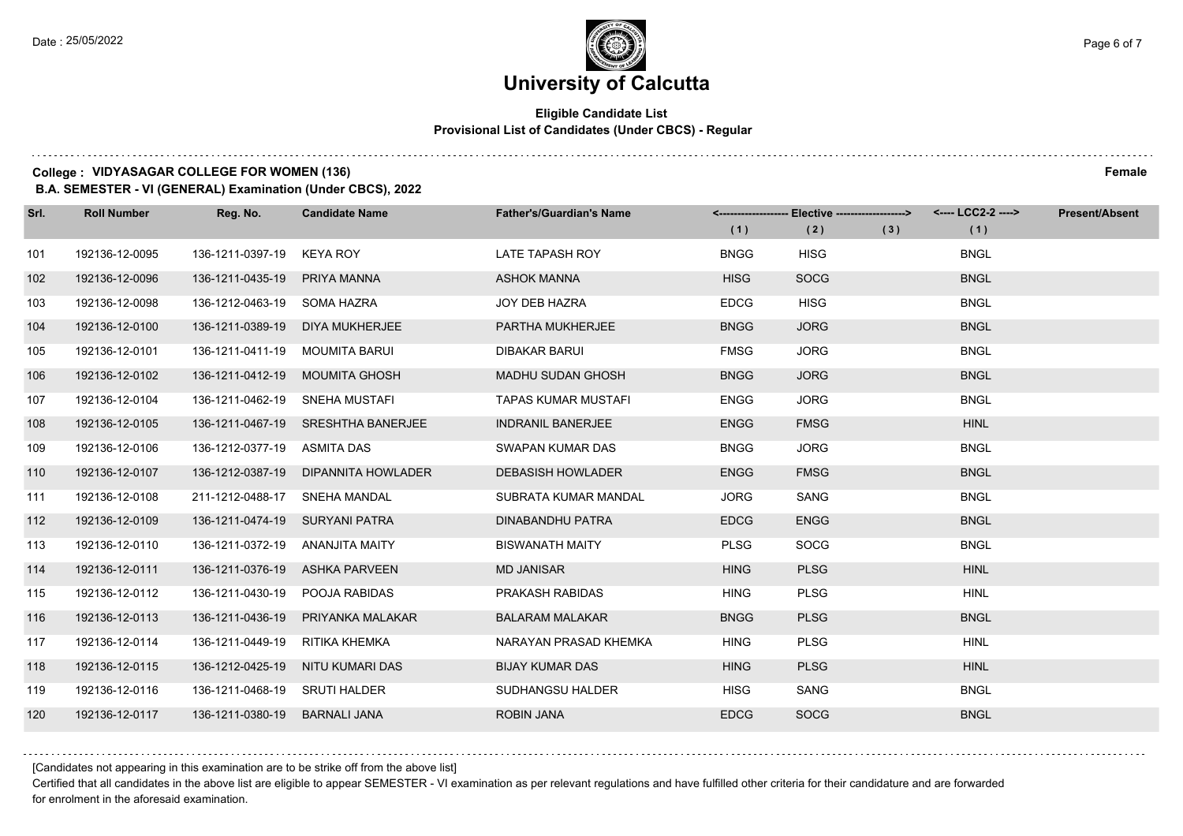# University of Calcutta

**Eligible Candidate List**
**Provisional List of Candidates (Under CBCS) - Regular**

**College : VIDYASAGAR COLLEGE FOR WOMEN (136)** **Female**

**B.A. SEMESTER - VI (GENERAL) Examination (Under CBCS), 2022**

| Srl. | Roll Number | Reg. No. | Candidate Name | Father's/Guardian's Name | Elective (1) | Elective (2) | Elective (3) | LCC2-2 (1) | Present/Absent |
|---|---|---|---|---|---|---|---|---|---|
| 101 | 192136-12-0095 | 136-1211-0397-19 | KEYA ROY | LATE TAPASH ROY | BNGG | HISG | | BNGL | |
| 102 | 192136-12-0096 | 136-1211-0435-19 | PRIYA MANNA | ASHOK MANNA | HISG | SOCG | | BNGL | |
| 103 | 192136-12-0098 | 136-1212-0463-19 | SOMA HAZRA | JOY DEB HAZRA | EDCG | HISG | | BNGL | |
| 104 | 192136-12-0100 | 136-1211-0389-19 | DIYA MUKHERJEE | PARTHA MUKHERJEE | BNGG | JORG | | BNGL | |
| 105 | 192136-12-0101 | 136-1211-0411-19 | MOUMITA BARUI | DIBAKAR BARUI | FMSG | JORG | | BNGL | |
| 106 | 192136-12-0102 | 136-1211-0412-19 | MOUMITA GHOSH | MADHU SUDAN GHOSH | BNGG | JORG | | BNGL | |
| 107 | 192136-12-0104 | 136-1211-0462-19 | SNEHA MUSTAFI | TAPAS KUMAR MUSTAFI | ENGG | JORG | | BNGL | |
| 108 | 192136-12-0105 | 136-1211-0467-19 | SRESHTHA BANERJEE | INDRANIL BANERJEE | ENGG | FMSG | | HINL | |
| 109 | 192136-12-0106 | 136-1212-0377-19 | ASMITA DAS | SWAPAN KUMAR DAS | BNGG | JORG | | BNGL | |
| 110 | 192136-12-0107 | 136-1212-0387-19 | DIPANNITA HOWLADER | DEBASISH HOWLADER | ENGG | FMSG | | BNGL | |
| 111 | 192136-12-0108 | 211-1212-0488-17 | SNEHA MANDAL | SUBRATA KUMAR MANDAL | JORG | SANG | | BNGL | |
| 112 | 192136-12-0109 | 136-1211-0474-19 | SURYANI PATRA | DINABANDHU PATRA | EDCG | ENGG | | BNGL | |
| 113 | 192136-12-0110 | 136-1211-0372-19 | ANANJITA MAITY | BISWANATH MAITY | PLSG | SOCG | | BNGL | |
| 114 | 192136-12-0111 | 136-1211-0376-19 | ASHKA PARVEEN | MD JANISAR | HING | PLSG | | HINL | |
| 115 | 192136-12-0112 | 136-1211-0430-19 | POOJA RABIDAS | PRAKASH RABIDAS | HING | PLSG | | HINL | |
| 116 | 192136-12-0113 | 136-1211-0436-19 | PRIYANKA MALAKAR | BALARAM MALAKAR | BNGG | PLSG | | BNGL | |
| 117 | 192136-12-0114 | 136-1211-0449-19 | RITIKA KHEMKA | NARAYAN PRASAD KHEMKA | HING | PLSG | | HINL | |
| 118 | 192136-12-0115 | 136-1212-0425-19 | NITU KUMARI DAS | BIJAY KUMAR DAS | HING | PLSG | | HINL | |
| 119 | 192136-12-0116 | 136-1211-0468-19 | SRUTI HALDER | SUDHANGSU HALDER | HISG | SANG | | BNGL | |
| 120 | 192136-12-0117 | 136-1211-0380-19 | BARNALI JANA | ROBIN JANA | EDCG | SOCG | | BNGL | |

[Candidates not appearing in this examination are to be strike off from the above list]

Certified that all candidates in the above list are eligible to appear SEMESTER - VI examination as per relevant regulations and have fulfilled other criteria for their candidature and are forwarded for enrolment in the aforesaid examination.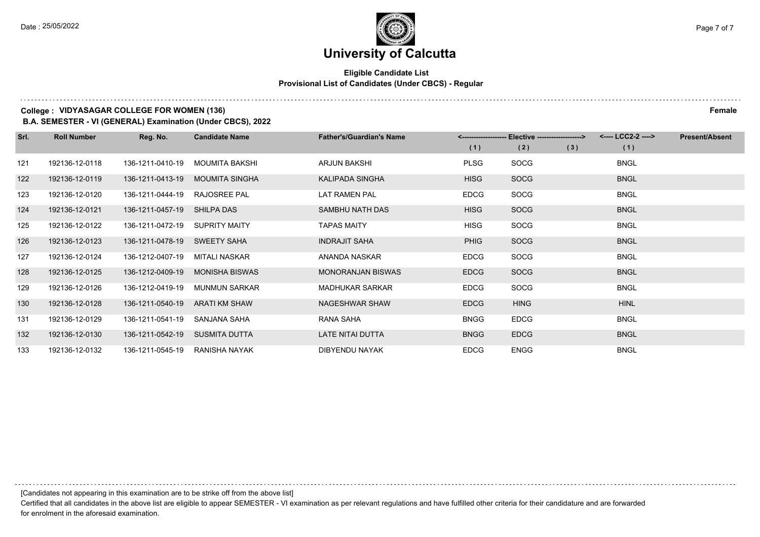# University of Calcutta

**Eligible Candidate List**
**Provisional List of Candidates (Under CBCS) - Regular**

**College : VIDYASAGAR COLLEGE FOR WOMEN (136)** **Female**

**B.A. SEMESTER - VI (GENERAL) Examination (Under CBCS), 2022**

| Srl. | Roll Number | Reg. No. | Candidate Name | Father's/Guardian's Name | Elective (1) | Elective (2) | Elective (3) | LCC2-2 (1) | Present/Absent |
|---|---|---|---|---|---|---|---|---|---|
| 121 | 192136-12-0118 | 136-1211-0410-19 | MOUMITA BAKSHI | ARJUN BAKSHI | PLSG | SOCG | | BNGL | |
| 122 | 192136-12-0119 | 136-1211-0413-19 | MOUMITA SINGHA | KALIPADA SINGHA | HISG | SOCG | | BNGL | |
| 123 | 192136-12-0120 | 136-1211-0444-19 | RAJOSREE PAL | LAT RAMEN PAL | EDCG | SOCG | | BNGL | |
| 124 | 192136-12-0121 | 136-1211-0457-19 | SHILPA DAS | SAMBHU NATH DAS | HISG | SOCG | | BNGL | |
| 125 | 192136-12-0122 | 136-1211-0472-19 | SUPRITY MAITY | TAPAS MAITY | HISG | SOCG | | BNGL | |
| 126 | 192136-12-0123 | 136-1211-0478-19 | SWEETY SAHA | INDRAJIT SAHA | PHIG | SOCG | | BNGL | |
| 127 | 192136-12-0124 | 136-1212-0407-19 | MITALI NASKAR | ANANDA NASKAR | EDCG | SOCG | | BNGL | |
| 128 | 192136-12-0125 | 136-1212-0409-19 | MONISHA BISWAS | MONORANJAN BISWAS | EDCG | SOCG | | BNGL | |
| 129 | 192136-12-0126 | 136-1212-0419-19 | MUNMUN SARKAR | MADHUKAR SARKAR | EDCG | SOCG | | BNGL | |
| 130 | 192136-12-0128 | 136-1211-0540-19 | ARATI KM SHAW | NAGESHWAR SHAW | EDCG | HING | | HINL | |
| 131 | 192136-12-0129 | 136-1211-0541-19 | SANJANA SAHA | RANA SAHA | BNGG | EDCG | | BNGL | |
| 132 | 192136-12-0130 | 136-1211-0542-19 | SUSMITA DUTTA | LATE NITAI DUTTA | BNGG | EDCG | | BNGL | |
| 133 | 192136-12-0132 | 136-1211-0545-19 | RANISHA NAYAK | DIBYENDU NAYAK | EDCG | ENGG | | BNGL | |

[Candidates not appearing in this examination are to be strike off from the above list]

Certified that all candidates in the above list are eligible to appear SEMESTER - VI examination as per relevant regulations and have fulfilled other criteria for their candidature and are forwarded for enrolment in the aforesaid examination.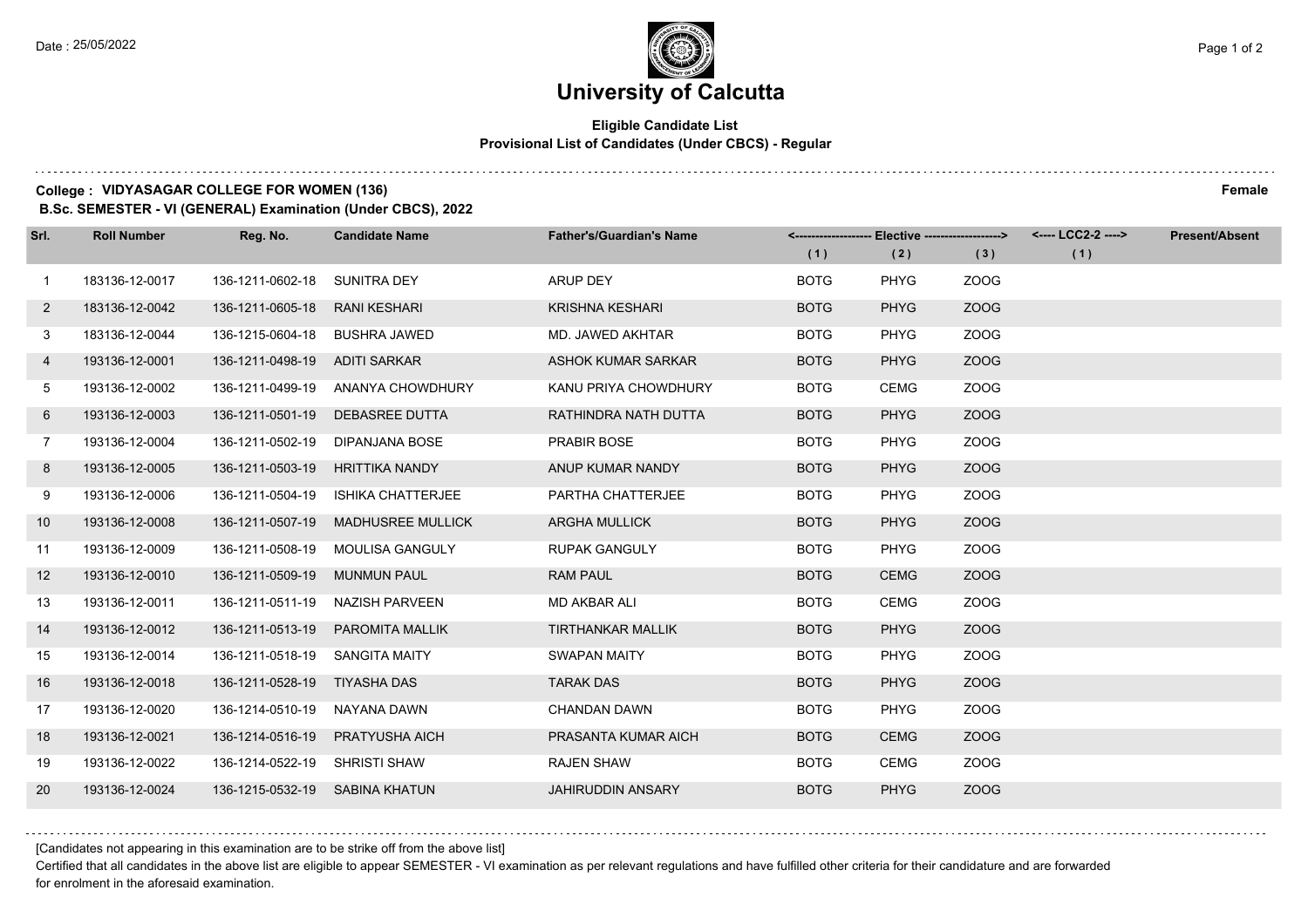# University of Calcutta

**Eligible Candidate List**
**Provisional List of Candidates (Under CBCS) - Regular**

**College : VIDYASAGAR COLLEGE FOR WOMEN (136)** **Female**
**B.Sc. SEMESTER - VI (GENERAL) Examination (Under CBCS), 2022**

| Srl. | Roll Number | Reg. No. | Candidate Name | Father's/Guardian's Name | Elective (1) | Elective (2) | Elective (3) | LCC2-2 (1) | Present/Absent |
|---|---|---|---|---|---|---|---|---|---|
| 1 | 183136-12-0017 | 136-1211-0602-18 | SUNITRA DEY | ARUP DEY | BOTG | PHYG | ZOOG | | |
| 2 | 183136-12-0042 | 136-1211-0605-18 | RANI KESHARI | KRISHNA KESHARI | BOTG | PHYG | ZOOG | | |
| 3 | 183136-12-0044 | 136-1215-0604-18 | BUSHRA JAWED | MD. JAWED AKHTAR | BOTG | PHYG | ZOOG | | |
| 4 | 193136-12-0001 | 136-1211-0498-19 | ADITI SARKAR | ASHOK KUMAR SARKAR | BOTG | PHYG | ZOOG | | |
| 5 | 193136-12-0002 | 136-1211-0499-19 | ANANYA CHOWDHURY | KANU PRIYA CHOWDHURY | BOTG | CEMG | ZOOG | | |
| 6 | 193136-12-0003 | 136-1211-0501-19 | DEBASREE DUTTA | RATHINDRA NATH DUTTA | BOTG | PHYG | ZOOG | | |
| 7 | 193136-12-0004 | 136-1211-0502-19 | DIPANJANA BOSE | PRABIR BOSE | BOTG | PHYG | ZOOG | | |
| 8 | 193136-12-0005 | 136-1211-0503-19 | HRITTIKA NANDY | ANUP KUMAR NANDY | BOTG | PHYG | ZOOG | | |
| 9 | 193136-12-0006 | 136-1211-0504-19 | ISHIKA CHATTERJEE | PARTHA CHATTERJEE | BOTG | PHYG | ZOOG | | |
| 10 | 193136-12-0008 | 136-1211-0507-19 | MADHUSREE MULLICK | ARGHA MULLICK | BOTG | PHYG | ZOOG | | |
| 11 | 193136-12-0009 | 136-1211-0508-19 | MOULISA GANGULY | RUPAK GANGULY | BOTG | PHYG | ZOOG | | |
| 12 | 193136-12-0010 | 136-1211-0509-19 | MUNMUN PAUL | RAM PAUL | BOTG | CEMG | ZOOG | | |
| 13 | 193136-12-0011 | 136-1211-0511-19 | NAZISH PARVEEN | MD AKBAR ALI | BOTG | CEMG | ZOOG | | |
| 14 | 193136-12-0012 | 136-1211-0513-19 | PAROMITA MALLIK | TIRTHANKAR MALLIK | BOTG | PHYG | ZOOG | | |
| 15 | 193136-12-0014 | 136-1211-0518-19 | SANGITA MAITY | SWAPAN MAITY | BOTG | PHYG | ZOOG | | |
| 16 | 193136-12-0018 | 136-1211-0528-19 | TIYASHA DAS | TARAK DAS | BOTG | PHYG | ZOOG | | |
| 17 | 193136-12-0020 | 136-1214-0510-19 | NAYANA DAWN | CHANDAN DAWN | BOTG | PHYG | ZOOG | | |
| 18 | 193136-12-0021 | 136-1214-0516-19 | PRATYUSHA AICH | PRASANTA KUMAR AICH | BOTG | CEMG | ZOOG | | |
| 19 | 193136-12-0022 | 136-1214-0522-19 | SHRISTI SHAW | RAJEN SHAW | BOTG | CEMG | ZOOG | | |
| 20 | 193136-12-0024 | 136-1215-0532-19 | SABINA KHATUN | JAHIRUDDIN ANSARY | BOTG | PHYG | ZOOG | | |

[Candidates not appearing in this examination are to be strike off from the above list]

Certified that all candidates in the above list are eligible to appear SEMESTER - VI examination as per relevant regulations and have fulfilled other criteria for their candidature and are forwarded for enrolment in the aforesaid examination.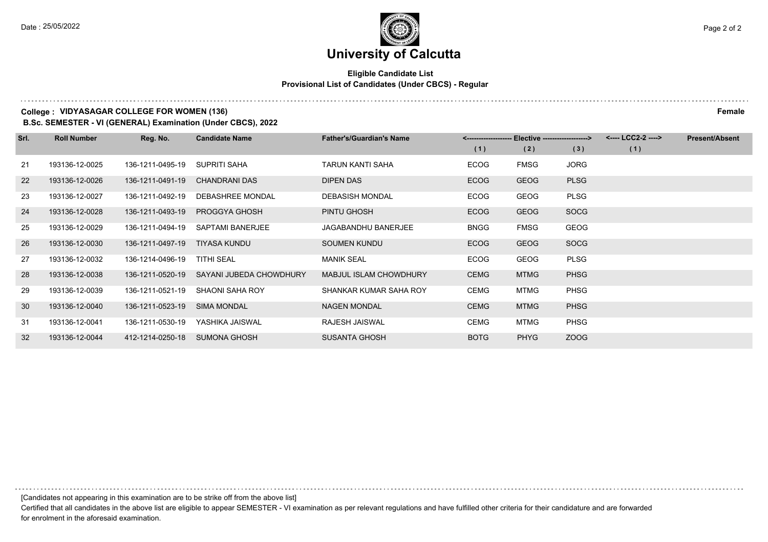# University of Calcutta

**Eligible Candidate List**
**Provisional List of Candidates (Under CBCS) - Regular**

**College : VIDYASAGAR COLLEGE FOR WOMEN (136)** **Female**

**B.Sc. SEMESTER - VI (GENERAL) Examination (Under CBCS), 2022**

| Srl. | Roll Number | Reg. No. | Candidate Name | Father's/Guardian's Name | <------------------- Elective -------------------> | | | <---- LCC2-2 ----> | Present/Absent |
|---|---|---|---|---|---|---|---|---|---|
| | | | | | (1) | (2) | (3) | (1) | |
| 21 | 193136-12-0025 | 136-1211-0495-19 | SUPRITI SAHA | TARUN KANTI SAHA | ECOG | FMSG | JORG | | |
| 22 | 193136-12-0026 | 136-1211-0491-19 | CHANDRANI DAS | DIPEN DAS | ECOG | GEOG | PLSG | | |
| 23 | 193136-12-0027 | 136-1211-0492-19 | DEBASHREE MONDAL | DEBASISH MONDAL | ECOG | GEOG | PLSG | | |
| 24 | 193136-12-0028 | 136-1211-0493-19 | PROGGYA GHOSH | PINTU GHOSH | ECOG | GEOG | SOCG | | |
| 25 | 193136-12-0029 | 136-1211-0494-19 | SAPTAMI BANERJEE | JAGABANDHU BANERJEE | BNGG | FMSG | GEOG | | |
| 26 | 193136-12-0030 | 136-1211-0497-19 | TIYASA KUNDU | SOUMEN KUNDU | ECOG | GEOG | SOCG | | |
| 27 | 193136-12-0032 | 136-1214-0496-19 | TITHI SEAL | MANIK SEAL | ECOG | GEOG | PLSG | | |
| 28 | 193136-12-0038 | 136-1211-0520-19 | SAYANI JUBEDA CHOWDHURY | MABJUL ISLAM CHOWDHURY | CEMG | MTMG | PHSG | | |
| 29 | 193136-12-0039 | 136-1211-0521-19 | SHAONI SAHA ROY | SHANKAR KUMAR SAHA ROY | CEMG | MTMG | PHSG | | |
| 30 | 193136-12-0040 | 136-1211-0523-19 | SIMA MONDAL | NAGEN MONDAL | CEMG | MTMG | PHSG | | |
| 31 | 193136-12-0041 | 136-1211-0530-19 | YASHIKA JAISWAL | RAJESH JAISWAL | CEMG | MTMG | PHSG | | |
| 32 | 193136-12-0044 | 412-1214-0250-18 | SUMONA GHOSH | SUSANTA GHOSH | BOTG | PHYG | ZOOG | | |

[Candidates not appearing in this examination are to be strike off from the above list]

Certified that all candidates in the above list are eligible to appear SEMESTER - VI examination as per relevant regulations and have fulfilled other criteria for their candidature and are forwarded for enrolment in the aforesaid examination.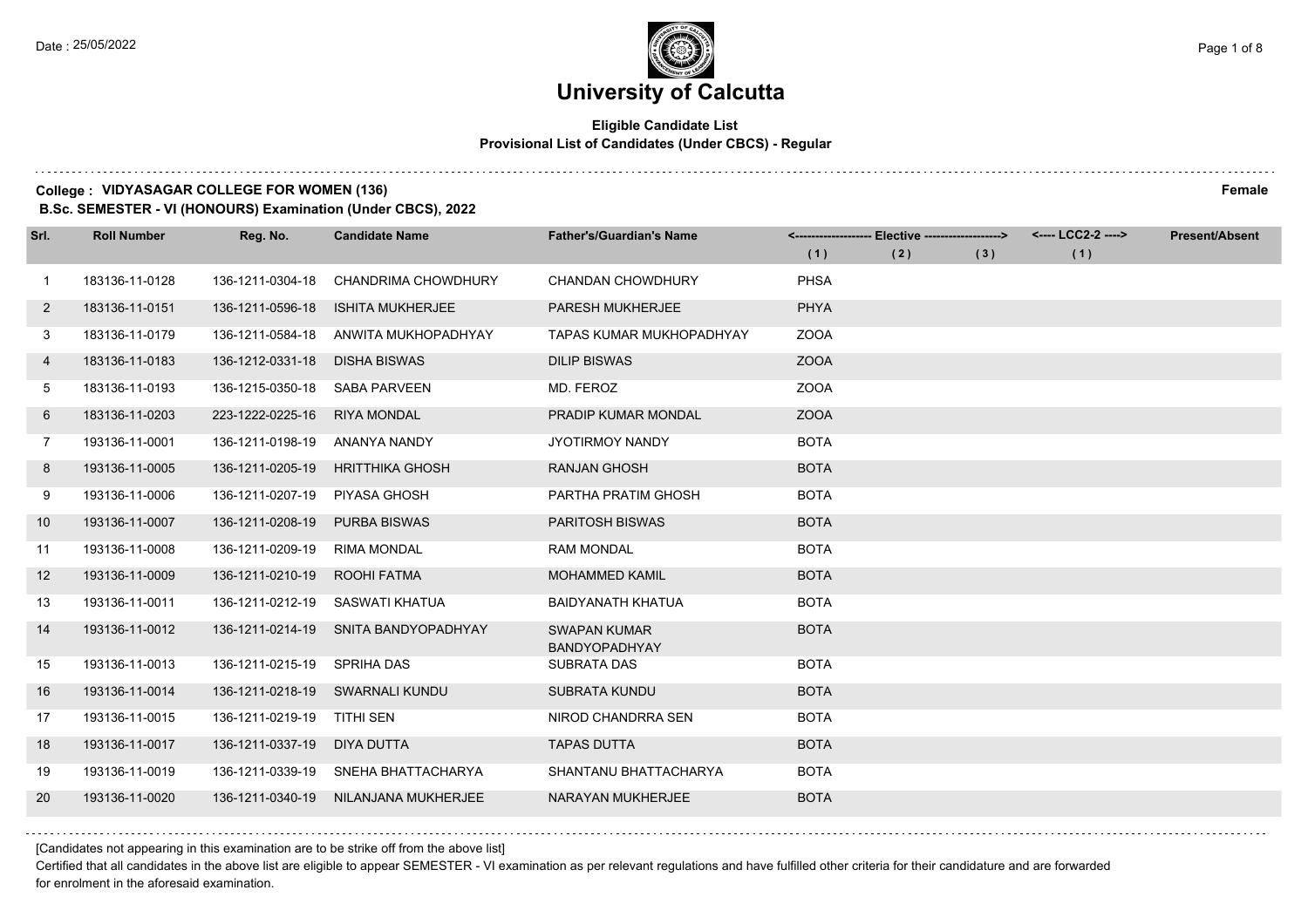# University of Calcutta

**Eligible Candidate List**
**Provisional List of Candidates (Under CBCS) - Regular**

**College : VIDYASAGAR COLLEGE FOR WOMEN (136)** **Female**
**B.Sc. SEMESTER - VI (HONOURS) Examination (Under CBCS), 2022**

| Srl. | Roll Number | Reg. No. | Candidate Name | Father's/Guardian's Name | Elective (1) | Elective (2) | Elective (3) | LCC2-2 (1) | Present/Absent |
|---|---|---|---|---|---|---|---|---|---|
| 1 | 183136-11-0128 | 136-1211-0304-18 | CHANDRIMA CHOWDHURY | CHANDAN CHOWDHURY | PHSA | | | | |
| 2 | 183136-11-0151 | 136-1211-0596-18 | ISHITA MUKHERJEE | PARESH MUKHERJEE | PHYA | | | | |
| 3 | 183136-11-0179 | 136-1211-0584-18 | ANWITA MUKHOPADHYAY | TAPAS KUMAR MUKHOPADHYAY | ZOOA | | | | |
| 4 | 183136-11-0183 | 136-1212-0331-18 | DISHA BISWAS | DILIP BISWAS | ZOOA | | | | |
| 5 | 183136-11-0193 | 136-1215-0350-18 | SABA PARVEEN | MD. FEROZ | ZOOA | | | | |
| 6 | 183136-11-0203 | 223-1222-0225-16 | RIYA MONDAL | PRADIP KUMAR MONDAL | ZOOA | | | | |
| 7 | 193136-11-0001 | 136-1211-0198-19 | ANANYA NANDY | JYOTIRMOY NANDY | BOTA | | | | |
| 8 | 193136-11-0005 | 136-1211-0205-19 | HRITTHIKA GHOSH | RANJAN GHOSH | BOTA | | | | |
| 9 | 193136-11-0006 | 136-1211-0207-19 | PIYASA GHOSH | PARTHA PRATIM GHOSH | BOTA | | | | |
| 10 | 193136-11-0007 | 136-1211-0208-19 | PURBA BISWAS | PARITOSH BISWAS | BOTA | | | | |
| 11 | 193136-11-0008 | 136-1211-0209-19 | RIMA MONDAL | RAM MONDAL | BOTA | | | | |
| 12 | 193136-11-0009 | 136-1211-0210-19 | ROOHI FATMA | MOHAMMED KAMIL | BOTA | | | | |
| 13 | 193136-11-0011 | 136-1211-0212-19 | SASWATI KHATUA | BAIDYANATH KHATUA | BOTA | | | | |
| 14 | 193136-11-0012 | 136-1211-0214-19 | SNITA BANDYOPADHYAY | SWAPAN KUMAR BANDYOPADHYAY | BOTA | | | | |
| 15 | 193136-11-0013 | 136-1211-0215-19 | SPRIHA DAS | SUBRATA DAS | BOTA | | | | |
| 16 | 193136-11-0014 | 136-1211-0218-19 | SWARNALI KUNDU | SUBRATA KUNDU | BOTA | | | | |
| 17 | 193136-11-0015 | 136-1211-0219-19 | TITHI SEN | NIROD CHANDRRA SEN | BOTA | | | | |
| 18 | 193136-11-0017 | 136-1211-0337-19 | DIYA DUTTA | TAPAS DUTTA | BOTA | | | | |
| 19 | 193136-11-0019 | 136-1211-0339-19 | SNEHA BHATTACHARYA | SHANTANU BHATTACHARYA | BOTA | | | | |
| 20 | 193136-11-0020 | 136-1211-0340-19 | NILANJANA MUKHERJEE | NARAYAN MUKHERJEE | BOTA | | | | |

[Candidates not appearing in this examination are to be strike off from the above list]

Certified that all candidates in the above list are eligible to appear SEMESTER - VI examination as per relevant regulations and have fulfilled other criteria for their candidature and are forwarded for enrolment in the aforesaid examination.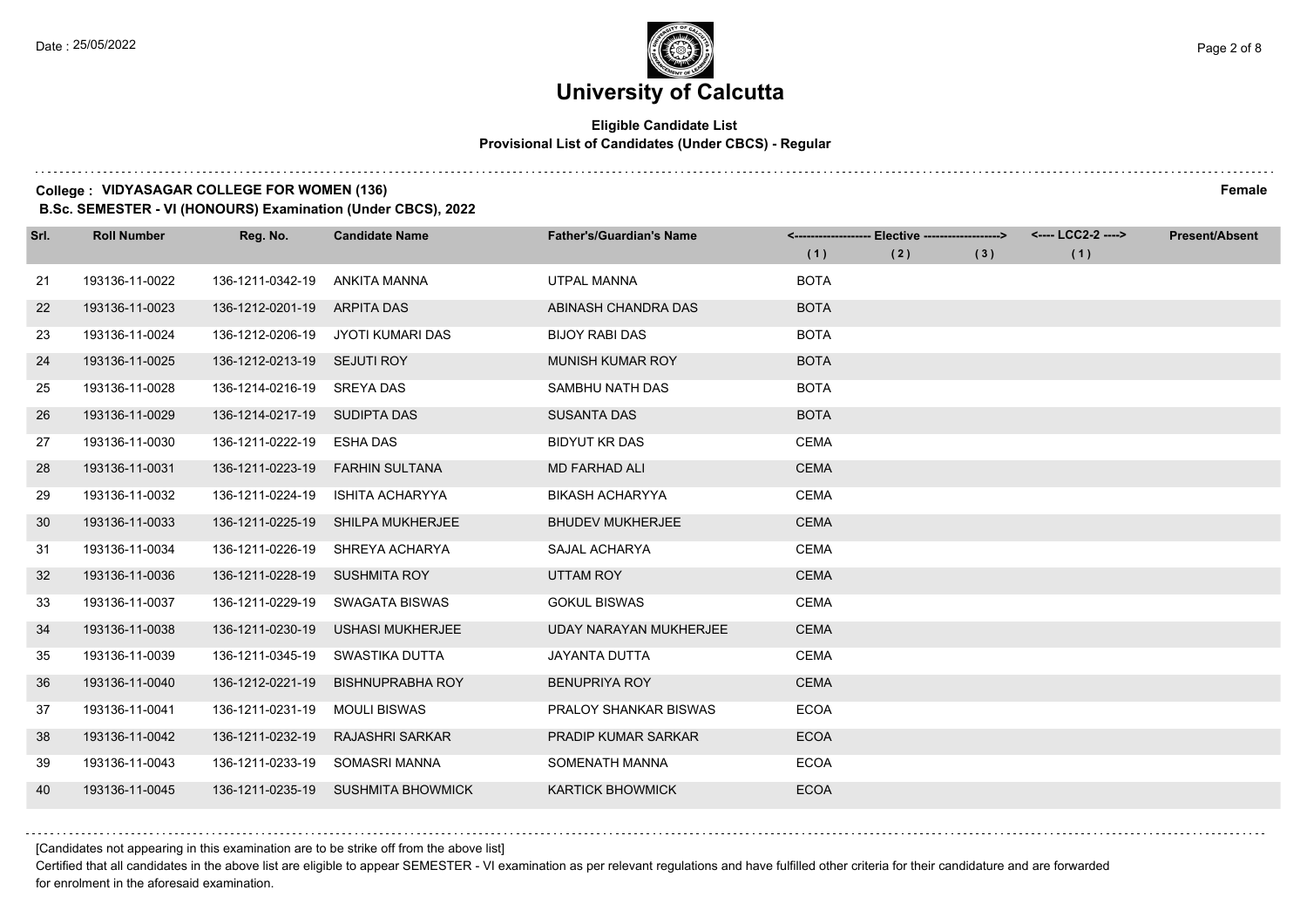# University of Calcutta

**Eligible Candidate List**
**Provisional List of Candidates (Under CBCS) - Regular**

**College : VIDYASAGAR COLLEGE FOR WOMEN (136)** **Female**
**B.Sc. SEMESTER - VI (HONOURS) Examination (Under CBCS), 2022**

| Srl. | Roll Number | Reg. No. | Candidate Name | Father's/Guardian's Name | Elective (1) | Elective (2) | Elective (3) | LCC2-2 (1) | Present/Absent |
|---|---|---|---|---|---|---|---|---|---|
| 21 | 193136-11-0022 | 136-1211-0342-19 | ANKITA MANNA | UTPAL MANNA | BOTA | | | | |
| 22 | 193136-11-0023 | 136-1212-0201-19 | ARPITA DAS | ABINASH CHANDRA DAS | BOTA | | | | |
| 23 | 193136-11-0024 | 136-1212-0206-19 | JYOTI KUMARI DAS | BIJOY RABI DAS | BOTA | | | | |
| 24 | 193136-11-0025 | 136-1212-0213-19 | SEJUTI ROY | MUNISH KUMAR ROY | BOTA | | | | |
| 25 | 193136-11-0028 | 136-1214-0216-19 | SREYA DAS | SAMBHU NATH DAS | BOTA | | | | |
| 26 | 193136-11-0029 | 136-1214-0217-19 | SUDIPTA DAS | SUSANTA DAS | BOTA | | | | |
| 27 | 193136-11-0030 | 136-1211-0222-19 | ESHA DAS | BIDYUT KR DAS | CEMA | | | | |
| 28 | 193136-11-0031 | 136-1211-0223-19 | FARHIN SULTANA | MD FARHAD ALI | CEMA | | | | |
| 29 | 193136-11-0032 | 136-1211-0224-19 | ISHITA ACHARYYA | BIKASH ACHARYYA | CEMA | | | | |
| 30 | 193136-11-0033 | 136-1211-0225-19 | SHILPA MUKHERJEE | BHUDEV MUKHERJEE | CEMA | | | | |
| 31 | 193136-11-0034 | 136-1211-0226-19 | SHREYA ACHARYA | SAJAL ACHARYA | CEMA | | | | |
| 32 | 193136-11-0036 | 136-1211-0228-19 | SUSHMITA ROY | UTTAM ROY | CEMA | | | | |
| 33 | 193136-11-0037 | 136-1211-0229-19 | SWAGATA BISWAS | GOKUL BISWAS | CEMA | | | | |
| 34 | 193136-11-0038 | 136-1211-0230-19 | USHASI MUKHERJEE | UDAY NARAYAN MUKHERJEE | CEMA | | | | |
| 35 | 193136-11-0039 | 136-1211-0345-19 | SWASTIKA DUTTA | JAYANTA DUTTA | CEMA | | | | |
| 36 | 193136-11-0040 | 136-1212-0221-19 | BISHNUPRABHA ROY | BENUPRIYA ROY | CEMA | | | | |
| 37 | 193136-11-0041 | 136-1211-0231-19 | MOULI BISWAS | PRALOY SHANKAR BISWAS | ECOA | | | | |
| 38 | 193136-11-0042 | 136-1211-0232-19 | RAJASHRI SARKAR | PRADIP KUMAR SARKAR | ECOA | | | | |
| 39 | 193136-11-0043 | 136-1211-0233-19 | SOMASRI MANNA | SOMENATH MANNA | ECOA | | | | |
| 40 | 193136-11-0045 | 136-1211-0235-19 | SUSHMITA BHOWMICK | KARTICK BHOWMICK | ECOA | | | | |

[Candidates not appearing in this examination are to be strike off from the above list]

Certified that all candidates in the above list are eligible to appear SEMESTER - VI examination as per relevant regulations and have fulfilled other criteria for their candidature and are forwarded for enrolment in the aforesaid examination.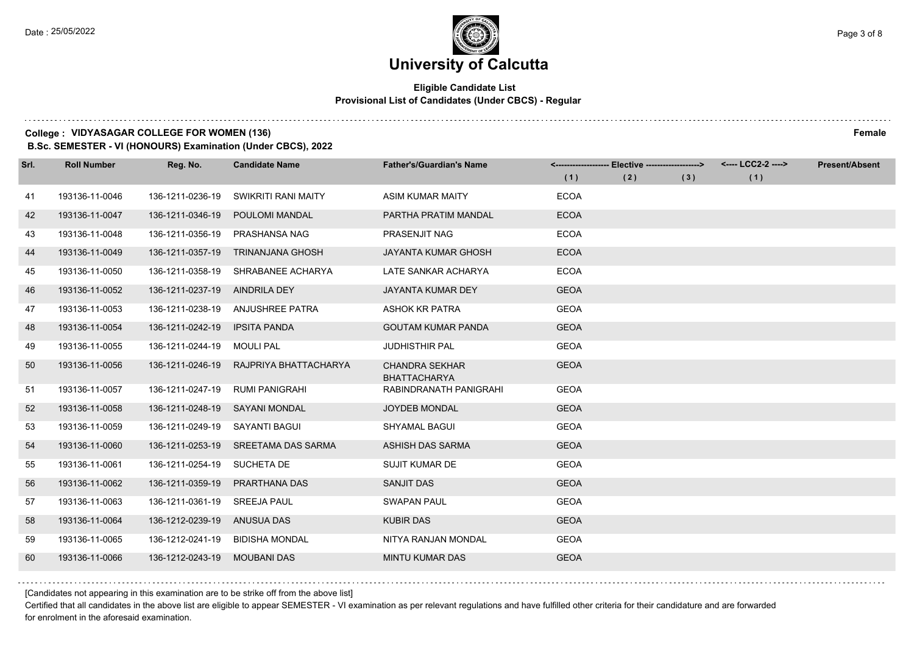# University of Calcutta

**Eligible Candidate List**
**Provisional List of Candidates (Under CBCS) - Regular**

**College : VIDYASAGAR COLLEGE FOR WOMEN (136)** **Female**

**B.Sc. SEMESTER - VI (HONOURS) Examination (Under CBCS), 2022**

| Srl. | Roll Number | Reg. No. | Candidate Name | Father's/Guardian's Name | <------------------- Elective -------------------> | | | <---- LCC2-2 ----> | Present/Absent |
|---|---|---|---|---|---|---|---|---|---|
| | | | | | (1) | (2) | (3) | (1) | |
| 41 | 193136-11-0046 | 136-1211-0236-19 | SWIKRITI RANI MAITY | ASIM KUMAR MAITY | ECOA | | | | |
| 42 | 193136-11-0047 | 136-1211-0346-19 | POULOMI MANDAL | PARTHA PRATIM MANDAL | ECOA | | | | |
| 43 | 193136-11-0048 | 136-1211-0356-19 | PRASHANSA NAG | PRASENJIT NAG | ECOA | | | | |
| 44 | 193136-11-0049 | 136-1211-0357-19 | TRINANJANA GHOSH | JAYANTA KUMAR GHOSH | ECOA | | | | |
| 45 | 193136-11-0050 | 136-1211-0358-19 | SHRABANEE ACHARYA | LATE SANKAR ACHARYA | ECOA | | | | |
| 46 | 193136-11-0052 | 136-1211-0237-19 | AINDRILA DEY | JAYANTA KUMAR DEY | GEOA | | | | |
| 47 | 193136-11-0053 | 136-1211-0238-19 | ANJUSHREE PATRA | ASHOK KR PATRA | GEOA | | | | |
| 48 | 193136-11-0054 | 136-1211-0242-19 | IPSITA PANDA | GOUTAM KUMAR PANDA | GEOA | | | | |
| 49 | 193136-11-0055 | 136-1211-0244-19 | MOULI PAL | JUDHISTHIR PAL | GEOA | | | | |
| 50 | 193136-11-0056 | 136-1211-0246-19 | RAJPRIYA BHATTACHARYA | CHANDRA SEKHAR BHATTACHARYA | GEOA | | | | |
| 51 | 193136-11-0057 | 136-1211-0247-19 | RUMI PANIGRAHI | RABINDRANATH PANIGRAHI | GEOA | | | | |
| 52 | 193136-11-0058 | 136-1211-0248-19 | SAYANI MONDAL | JOYDEB MONDAL | GEOA | | | | |
| 53 | 193136-11-0059 | 136-1211-0249-19 | SAYANTI BAGUI | SHYAMAL BAGUI | GEOA | | | | |
| 54 | 193136-11-0060 | 136-1211-0253-19 | SREETAMA DAS SARMA | ASHISH DAS SARMA | GEOA | | | | |
| 55 | 193136-11-0061 | 136-1211-0254-19 | SUCHETA DE | SUJIT KUMAR DE | GEOA | | | | |
| 56 | 193136-11-0062 | 136-1211-0359-19 | PRARTHANA DAS | SANJIT DAS | GEOA | | | | |
| 57 | 193136-11-0063 | 136-1211-0361-19 | SREEJA PAUL | SWAPAN PAUL | GEOA | | | | |
| 58 | 193136-11-0064 | 136-1212-0239-19 | ANUSUA DAS | KUBIR DAS | GEOA | | | | |
| 59 | 193136-11-0065 | 136-1212-0241-19 | BIDISHA MONDAL | NITYA RANJAN MONDAL | GEOA | | | | |
| 60 | 193136-11-0066 | 136-1212-0243-19 | MOUBANI DAS | MINTU KUMAR DAS | GEOA | | | | |

[Candidates not appearing in this examination are to be strike off from the above list]

Certified that all candidates in the above list are eligible to appear SEMESTER - VI examination as per relevant regulations and have fulfilled other criteria for their candidature and are forwarded for enrolment in the aforesaid examination.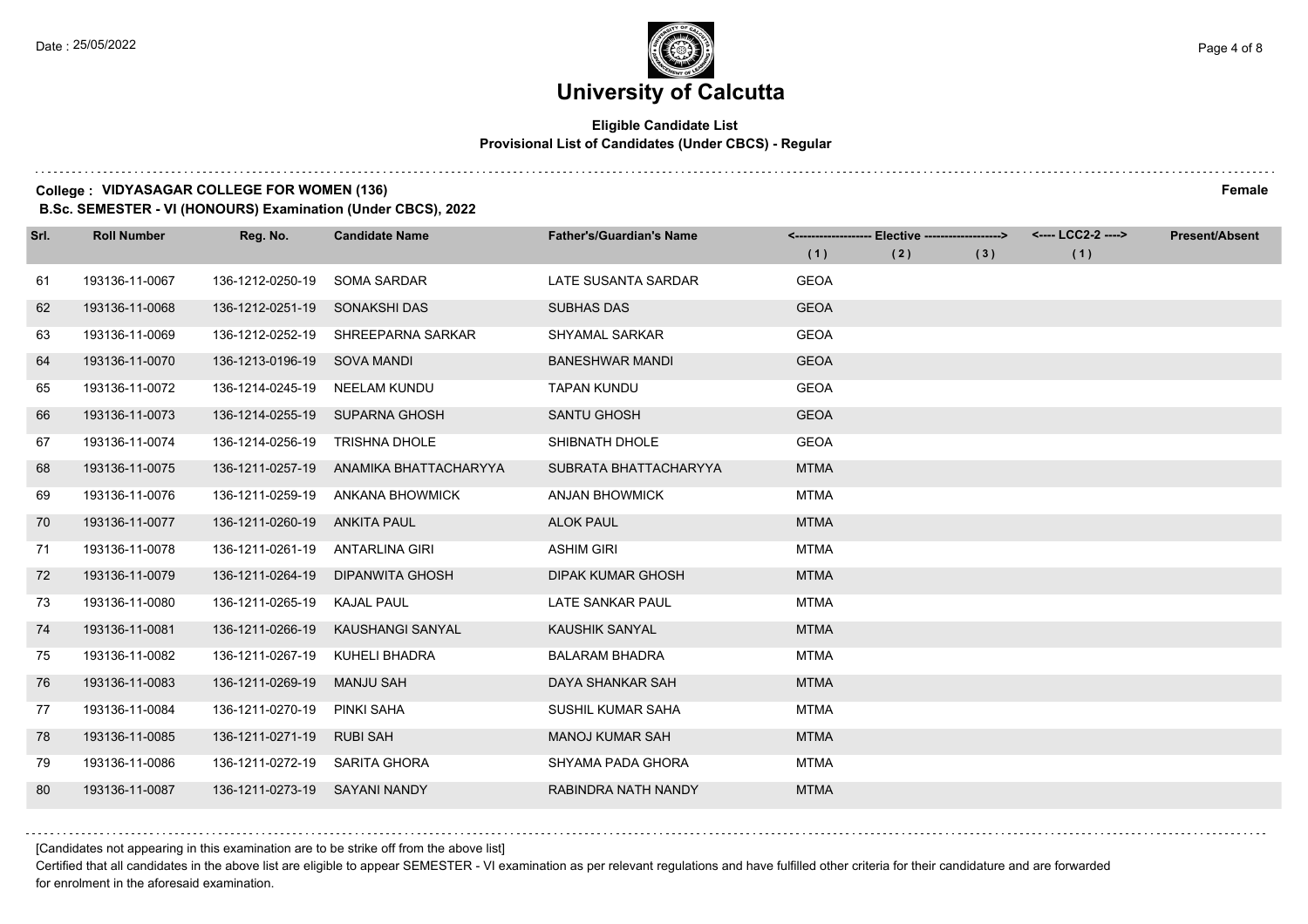# University of Calcutta

**Eligible Candidate List**
**Provisional List of Candidates (Under CBCS) - Regular**

**College : VIDYASAGAR COLLEGE FOR WOMEN (136)** **Female**

**B.Sc. SEMESTER - VI (HONOURS) Examination (Under CBCS), 2022**

| Srl. | Roll Number | Reg. No. | Candidate Name | Father's/Guardian's Name | Elective (1) | Elective (2) | Elective (3) | LCC2-2 (1) | Present/Absent |
|---|---|---|---|---|---|---|---|---|---|
| 61 | 193136-11-0067 | 136-1212-0250-19 | SOMA SARDAR | LATE SUSANTA SARDAR | GEOA | | | | |
| 62 | 193136-11-0068 | 136-1212-0251-19 | SONAKSHI DAS | SUBHAS DAS | GEOA | | | | |
| 63 | 193136-11-0069 | 136-1212-0252-19 | SHREEPARNA SARKAR | SHYAMAL SARKAR | GEOA | | | | |
| 64 | 193136-11-0070 | 136-1213-0196-19 | SOVA MANDI | BANESHWAR MANDI | GEOA | | | | |
| 65 | 193136-11-0072 | 136-1214-0245-19 | NEELAM KUNDU | TAPAN KUNDU | GEOA | | | | |
| 66 | 193136-11-0073 | 136-1214-0255-19 | SUPARNA GHOSH | SANTU GHOSH | GEOA | | | | |
| 67 | 193136-11-0074 | 136-1214-0256-19 | TRISHNA DHOLE | SHIBNATH DHOLE | GEOA | | | | |
| 68 | 193136-11-0075 | 136-1211-0257-19 | ANAMIKA BHATTACHARYYA | SUBRATA BHATTACHARYYA | MTMA | | | | |
| 69 | 193136-11-0076 | 136-1211-0259-19 | ANKANA BHOWMICK | ANJAN BHOWMICK | MTMA | | | | |
| 70 | 193136-11-0077 | 136-1211-0260-19 | ANKITA PAUL | ALOK PAUL | MTMA | | | | |
| 71 | 193136-11-0078 | 136-1211-0261-19 | ANTARLINA GIRI | ASHIM GIRI | MTMA | | | | |
| 72 | 193136-11-0079 | 136-1211-0264-19 | DIPANWITA GHOSH | DIPAK KUMAR GHOSH | MTMA | | | | |
| 73 | 193136-11-0080 | 136-1211-0265-19 | KAJAL PAUL | LATE SANKAR PAUL | MTMA | | | | |
| 74 | 193136-11-0081 | 136-1211-0266-19 | KAUSHANGI SANYAL | KAUSHIK SANYAL | MTMA | | | | |
| 75 | 193136-11-0082 | 136-1211-0267-19 | KUHELI BHADRA | BALARAM BHADRA | MTMA | | | | |
| 76 | 193136-11-0083 | 136-1211-0269-19 | MANJU SAH | DAYA SHANKAR SAH | MTMA | | | | |
| 77 | 193136-11-0084 | 136-1211-0270-19 | PINKI SAHA | SUSHIL KUMAR SAHA | MTMA | | | | |
| 78 | 193136-11-0085 | 136-1211-0271-19 | RUBI SAH | MANOJ KUMAR SAH | MTMA | | | | |
| 79 | 193136-11-0086 | 136-1211-0272-19 | SARITA GHORA | SHYAMA PADA GHORA | MTMA | | | | |
| 80 | 193136-11-0087 | 136-1211-0273-19 | SAYANI NANDY | RABINDRA NATH NANDY | MTMA | | | | |

[Candidates not appearing in this examination are to be strike off from the above list]

Certified that all candidates in the above list are eligible to appear SEMESTER - VI examination as per relevant regulations and have fulfilled other criteria for their candidature and are forwarded for enrolment in the aforesaid examination.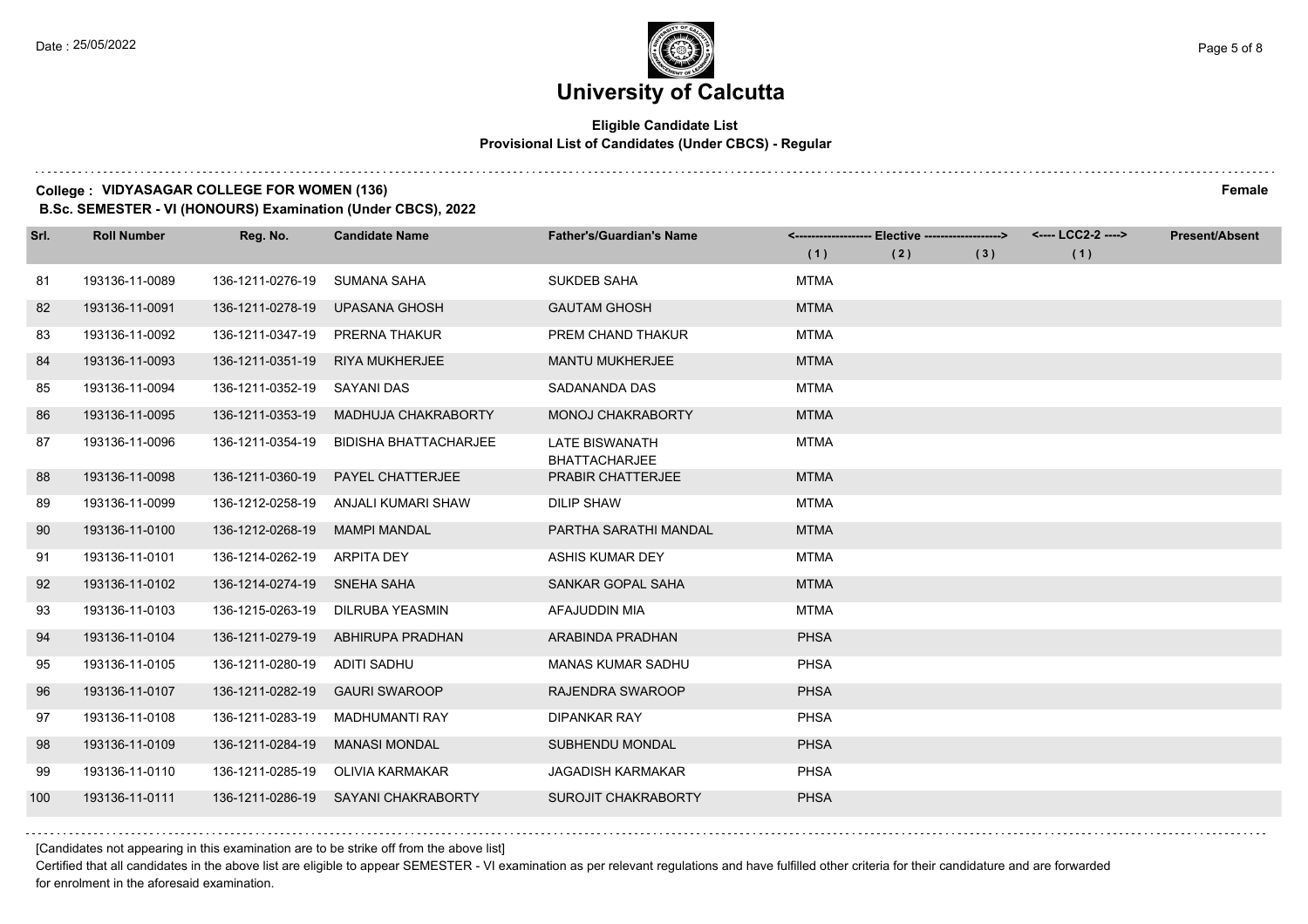# University of Calcutta

**Eligible Candidate List**
**Provisional List of Candidates (Under CBCS) - Regular**

**College : VIDYASAGAR COLLEGE FOR WOMEN (136)** **Female**
**B.Sc. SEMESTER - VI (HONOURS) Examination (Under CBCS), 2022**

| Srl. | Roll Number | Reg. No. | Candidate Name | Father's/Guardian's Name | Elective (1) | Elective (2) | Elective (3) | LCC2-2 (1) | Present/Absent |
|---|---|---|---|---|---|---|---|---|---|
| 81 | 193136-11-0089 | 136-1211-0276-19 | SUMANA SAHA | SUKDEB SAHA | MTMA | | | | |
| 82 | 193136-11-0091 | 136-1211-0278-19 | UPASANA GHOSH | GAUTAM GHOSH | MTMA | | | | |
| 83 | 193136-11-0092 | 136-1211-0347-19 | PRERNA THAKUR | PREM CHAND THAKUR | MTMA | | | | |
| 84 | 193136-11-0093 | 136-1211-0351-19 | RIYA MUKHERJEE | MANTU MUKHERJEE | MTMA | | | | |
| 85 | 193136-11-0094 | 136-1211-0352-19 | SAYANI DAS | SADANANDA DAS | MTMA | | | | |
| 86 | 193136-11-0095 | 136-1211-0353-19 | MADHUJA CHAKRABORTY | MONOJ CHAKRABORTY | MTMA | | | | |
| 87 | 193136-11-0096 | 136-1211-0354-19 | BIDISHA BHATTACHARJEE | LATE BISWANATH BHATTACHARJEE | MTMA | | | | |
| 88 | 193136-11-0098 | 136-1211-0360-19 | PAYEL CHATTERJEE | PRABIR CHATTERJEE | MTMA | | | | |
| 89 | 193136-11-0099 | 136-1212-0258-19 | ANJALI KUMARI SHAW | DILIP SHAW | MTMA | | | | |
| 90 | 193136-11-0100 | 136-1212-0268-19 | MAMPI MANDAL | PARTHA SARATHI MANDAL | MTMA | | | | |
| 91 | 193136-11-0101 | 136-1214-0262-19 | ARPITA DEY | ASHIS KUMAR DEY | MTMA | | | | |
| 92 | 193136-11-0102 | 136-1214-0274-19 | SNEHA SAHA | SANKAR GOPAL SAHA | MTMA | | | | |
| 93 | 193136-11-0103 | 136-1215-0263-19 | DILRUBA YEASMIN | AFAJUDDIN MIA | MTMA | | | | |
| 94 | 193136-11-0104 | 136-1211-0279-19 | ABHIRUPA PRADHAN | ARABINDA PRADHAN | PHSA | | | | |
| 95 | 193136-11-0105 | 136-1211-0280-19 | ADITI SADHU | MANAS KUMAR SADHU | PHSA | | | | |
| 96 | 193136-11-0107 | 136-1211-0282-19 | GAURI SWAROOP | RAJENDRA SWAROOP | PHSA | | | | |
| 97 | 193136-11-0108 | 136-1211-0283-19 | MADHUMANTI RAY | DIPANKAR RAY | PHSA | | | | |
| 98 | 193136-11-0109 | 136-1211-0284-19 | MANASI MONDAL | SUBHENDU MONDAL | PHSA | | | | |
| 99 | 193136-11-0110 | 136-1211-0285-19 | OLIVIA KARMAKAR | JAGADISH KARMAKAR | PHSA | | | | |
| 100 | 193136-11-0111 | 136-1211-0286-19 | SAYANI CHAKRABORTY | SUROJIT CHAKRABORTY | PHSA | | | | |

[Candidates not appearing in this examination are to be strike off from the above list]

Certified that all candidates in the above list are eligible to appear SEMESTER - VI examination as per relevant regulations and have fulfilled other criteria for their candidature and are forwarded for enrolment in the aforesaid examination.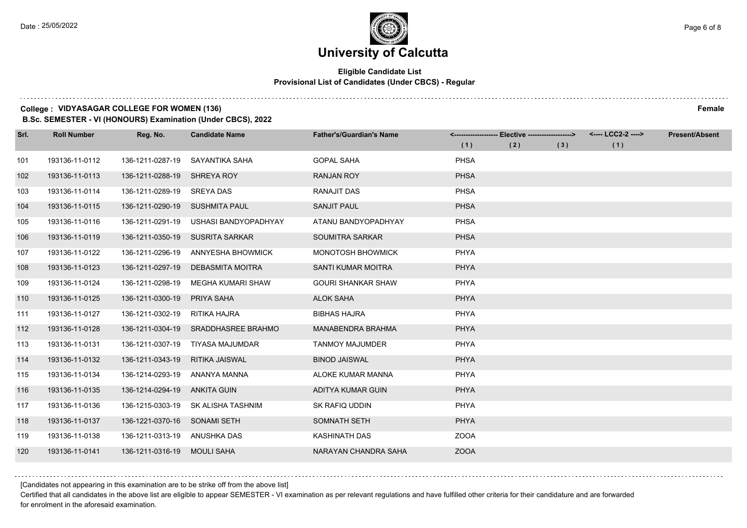# University of Calcutta

**Eligible Candidate List**
**Provisional List of Candidates (Under CBCS) - Regular**

**College : VIDYASAGAR COLLEGE FOR WOMEN (136)** **Female**
**B.Sc. SEMESTER - VI (HONOURS) Examination (Under CBCS), 2022**

| Srl. | Roll Number | Reg. No. | Candidate Name | Father's/Guardian's Name | Elective (1) | Elective (2) | Elective (3) | LCC2-2 (1) | Present/Absent |
|---|---|---|---|---|---|---|---|---|---|
| 101 | 193136-11-0112 | 136-1211-0287-19 | SAYANTIKA SAHA | GOPAL SAHA | PHSA | | | | |
| 102 | 193136-11-0113 | 136-1211-0288-19 | SHREYA ROY | RANJAN ROY | PHSA | | | | |
| 103 | 193136-11-0114 | 136-1211-0289-19 | SREYA DAS | RANAJIT DAS | PHSA | | | | |
| 104 | 193136-11-0115 | 136-1211-0290-19 | SUSHMITA PAUL | SANJIT PAUL | PHSA | | | | |
| 105 | 193136-11-0116 | 136-1211-0291-19 | USHASI BANDYOPADHYAY | ATANU BANDYOPADHYAY | PHSA | | | | |
| 106 | 193136-11-0119 | 136-1211-0350-19 | SUSRITA SARKAR | SOUMITRA SARKAR | PHSA | | | | |
| 107 | 193136-11-0122 | 136-1211-0296-19 | ANNYESHA BHOWMICK | MONOTOSH BHOWMICK | PHYA | | | | |
| 108 | 193136-11-0123 | 136-1211-0297-19 | DEBASMITA MOITRA | SANTI KUMAR MOITRA | PHYA | | | | |
| 109 | 193136-11-0124 | 136-1211-0298-19 | MEGHA KUMARI SHAW | GOURI SHANKAR SHAW | PHYA | | | | |
| 110 | 193136-11-0125 | 136-1211-0300-19 | PRIYA SAHA | ALOK SAHA | PHYA | | | | |
| 111 | 193136-11-0127 | 136-1211-0302-19 | RITIKA HAJRA | BIBHAS HAJRA | PHYA | | | | |
| 112 | 193136-11-0128 | 136-1211-0304-19 | SRADDHASREE BRAHMO | MANABENDRA BRAHMA | PHYA | | | | |
| 113 | 193136-11-0131 | 136-1211-0307-19 | TIYASA MAJUMDAR | TANMOY MAJUMDER | PHYA | | | | |
| 114 | 193136-11-0132 | 136-1211-0343-19 | RITIKA JAISWAL | BINOD JAISWAL | PHYA | | | | |
| 115 | 193136-11-0134 | 136-1214-0293-19 | ANANYA MANNA | ALOKE KUMAR MANNA | PHYA | | | | |
| 116 | 193136-11-0135 | 136-1214-0294-19 | ANKITA GUIN | ADITYA KUMAR GUIN | PHYA | | | | |
| 117 | 193136-11-0136 | 136-1215-0303-19 | SK ALISHA TASHNIM | SK RAFIQ UDDIN | PHYA | | | | |
| 118 | 193136-11-0137 | 136-1221-0370-16 | SONAMI SETH | SOMNATH SETH | PHYA | | | | |
| 119 | 193136-11-0138 | 136-1211-0313-19 | ANUSHKA DAS | KASHINATH DAS | ZOOA | | | | |
| 120 | 193136-11-0141 | 136-1211-0316-19 | MOULI SAHA | NARAYAN CHANDRA SAHA | ZOOA | | | | |

[Candidates not appearing in this examination are to be strike off from the above list]

Certified that all candidates in the above list are eligible to appear SEMESTER - VI examination as per relevant regulations and have fulfilled other criteria for their candidature and are forwarded for enrolment in the aforesaid examination.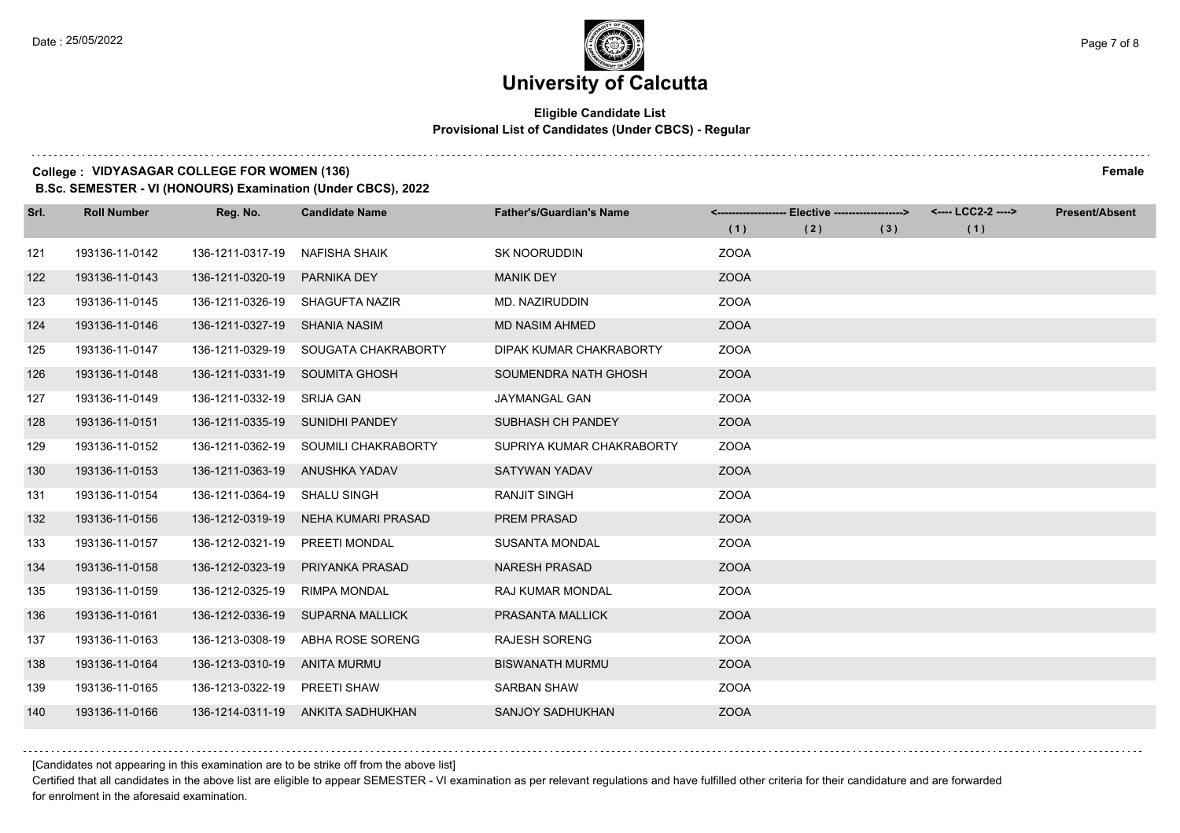# University of Calcutta

**Eligible Candidate List**
**Provisional List of Candidates (Under CBCS) - Regular**

**College : VIDYASAGAR COLLEGE FOR WOMEN (136)** **Female**

**B.Sc. SEMESTER - VI (HONOURS) Examination (Under CBCS), 2022**

| Srl. | Roll Number | Reg. No. | Candidate Name | Father's/Guardian's Name | Elective (1) | Elective (2) | Elective (3) | LCC2-2 (1) | Present/Absent |
|---|---|---|---|---|---|---|---|---|---|
| 121 | 193136-11-0142 | 136-1211-0317-19 | NAFISHA SHAIK | SK NOORUDDIN | ZOOA | | | | |
| 122 | 193136-11-0143 | 136-1211-0320-19 | PARNIKA DEY | MANIK DEY | ZOOA | | | | |
| 123 | 193136-11-0145 | 136-1211-0326-19 | SHAGUFTA NAZIR | MD. NAZIRUDDIN | ZOOA | | | | |
| 124 | 193136-11-0146 | 136-1211-0327-19 | SHANIA NASIM | MD NASIM AHMED | ZOOA | | | | |
| 125 | 193136-11-0147 | 136-1211-0329-19 | SOUGATA CHAKRABORTY | DIPAK KUMAR CHAKRABORTY | ZOOA | | | | |
| 126 | 193136-11-0148 | 136-1211-0331-19 | SOUMITA GHOSH | SOUMENDRA NATH GHOSH | ZOOA | | | | |
| 127 | 193136-11-0149 | 136-1211-0332-19 | SRIJA GAN | JAYMANGAL GAN | ZOOA | | | | |
| 128 | 193136-11-0151 | 136-1211-0335-19 | SUNIDHI PANDEY | SUBHASH CH PANDEY | ZOOA | | | | |
| 129 | 193136-11-0152 | 136-1211-0362-19 | SOUMILI CHAKRABORTY | SUPRIYA KUMAR CHAKRABORTY | ZOOA | | | | |
| 130 | 193136-11-0153 | 136-1211-0363-19 | ANUSHKA YADAV | SATYWAN YADAV | ZOOA | | | | |
| 131 | 193136-11-0154 | 136-1211-0364-19 | SHALU SINGH | RANJIT SINGH | ZOOA | | | | |
| 132 | 193136-11-0156 | 136-1212-0319-19 | NEHA KUMARI PRASAD | PREM PRASAD | ZOOA | | | | |
| 133 | 193136-11-0157 | 136-1212-0321-19 | PREETI MONDAL | SUSANTA MONDAL | ZOOA | | | | |
| 134 | 193136-11-0158 | 136-1212-0323-19 | PRIYANKA PRASAD | NARESH PRASAD | ZOOA | | | | |
| 135 | 193136-11-0159 | 136-1212-0325-19 | RIMPA MONDAL | RAJ KUMAR MONDAL | ZOOA | | | | |
| 136 | 193136-11-0161 | 136-1212-0336-19 | SUPARNA MALLICK | PRASANTA MALLICK | ZOOA | | | | |
| 137 | 193136-11-0163 | 136-1213-0308-19 | ABHA ROSE SORENG | RAJESH SORENG | ZOOA | | | | |
| 138 | 193136-11-0164 | 136-1213-0310-19 | ANITA MURMU | BISWANATH MURMU | ZOOA | | | | |
| 139 | 193136-11-0165 | 136-1213-0322-19 | PREETI SHAW | SARBAN SHAW | ZOOA | | | | |
| 140 | 193136-11-0166 | 136-1214-0311-19 | ANKITA SADHUKHAN | SANJOY SADHUKHAN | ZOOA | | | | |

[Candidates not appearing in this examination are to be strike off from the above list]

Certified that all candidates in the above list are eligible to appear SEMESTER - VI examination as per relevant regulations and have fulfilled other criteria for their candidature and are forwarded for enrolment in the aforesaid examination.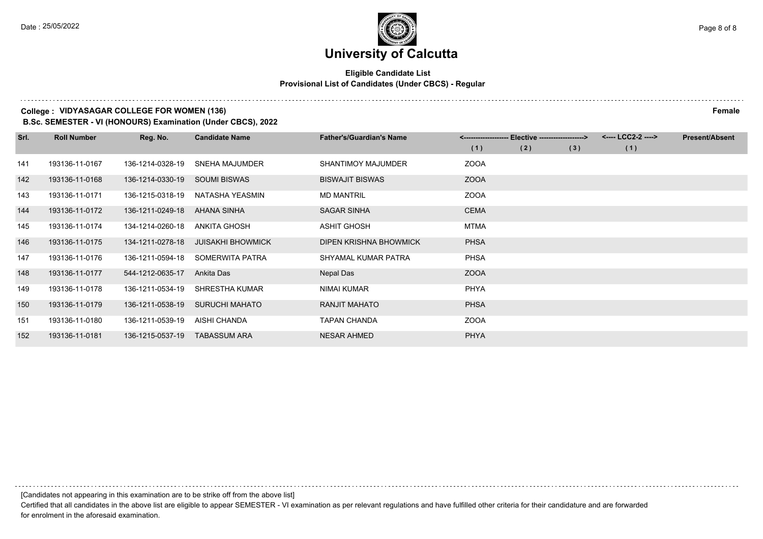# University of Calcutta

**Eligible Candidate List**
**Provisional List of Candidates (Under CBCS) - Regular**

**College : VIDYASAGAR COLLEGE FOR WOMEN (136)** **Female**

**B.Sc. SEMESTER - VI (HONOURS) Examination (Under CBCS), 2022**

| Srl. | Roll Number | Reg. No. | Candidate Name | Father's/Guardian's Name | <------------------- Elective -------------------> | | | <---- LCC2-2 ----> | Present/Absent |
|---|---|---|---|---|---|---|---|---|---|
| | | | | | (1) | (2) | (3) | (1) | |
| 141 | 193136-11-0167 | 136-1214-0328-19 | SNEHA MAJUMDER | SHANTIMOY MAJUMDER | ZOOA | | | | |
| 142 | 193136-11-0168 | 136-1214-0330-19 | SOUMI BISWAS | BISWAJIT BISWAS | ZOOA | | | | |
| 143 | 193136-11-0171 | 136-1215-0318-19 | NATASHA YEASMIN | MD MANTRIL | ZOOA | | | | |
| 144 | 193136-11-0172 | 136-1211-0249-18 | AHANA SINHA | SAGAR SINHA | CEMA | | | | |
| 145 | 193136-11-0174 | 134-1214-0260-18 | ANKITA GHOSH | ASHIT GHOSH | MTMA | | | | |
| 146 | 193136-11-0175 | 134-1211-0278-18 | JUISAKHI BHOWMICK | DIPEN KRISHNA BHOWMICK | PHSA | | | | |
| 147 | 193136-11-0176 | 136-1211-0594-18 | SOMERWITA PATRA | SHYAMAL KUMAR PATRA | PHSA | | | | |
| 148 | 193136-11-0177 | 544-1212-0635-17 | Ankita Das | Nepal Das | ZOOA | | | | |
| 149 | 193136-11-0178 | 136-1211-0534-19 | SHRESTHA KUMAR | NIMAI KUMAR | PHYA | | | | |
| 150 | 193136-11-0179 | 136-1211-0538-19 | SURUCHI MAHATO | RANJIT MAHATO | PHSA | | | | |
| 151 | 193136-11-0180 | 136-1211-0539-19 | AISHI CHANDA | TAPAN CHANDA | ZOOA | | | | |
| 152 | 193136-11-0181 | 136-1215-0537-19 | TABASSUM ARA | NESAR AHMED | PHYA | | | | |

[Candidates not appearing in this examination are to be strike off from the above list]

Certified that all candidates in the above list are eligible to appear SEMESTER - VI examination as per relevant regulations and have fulfilled other criteria for their candidature and are forwarded for enrolment in the aforesaid examination.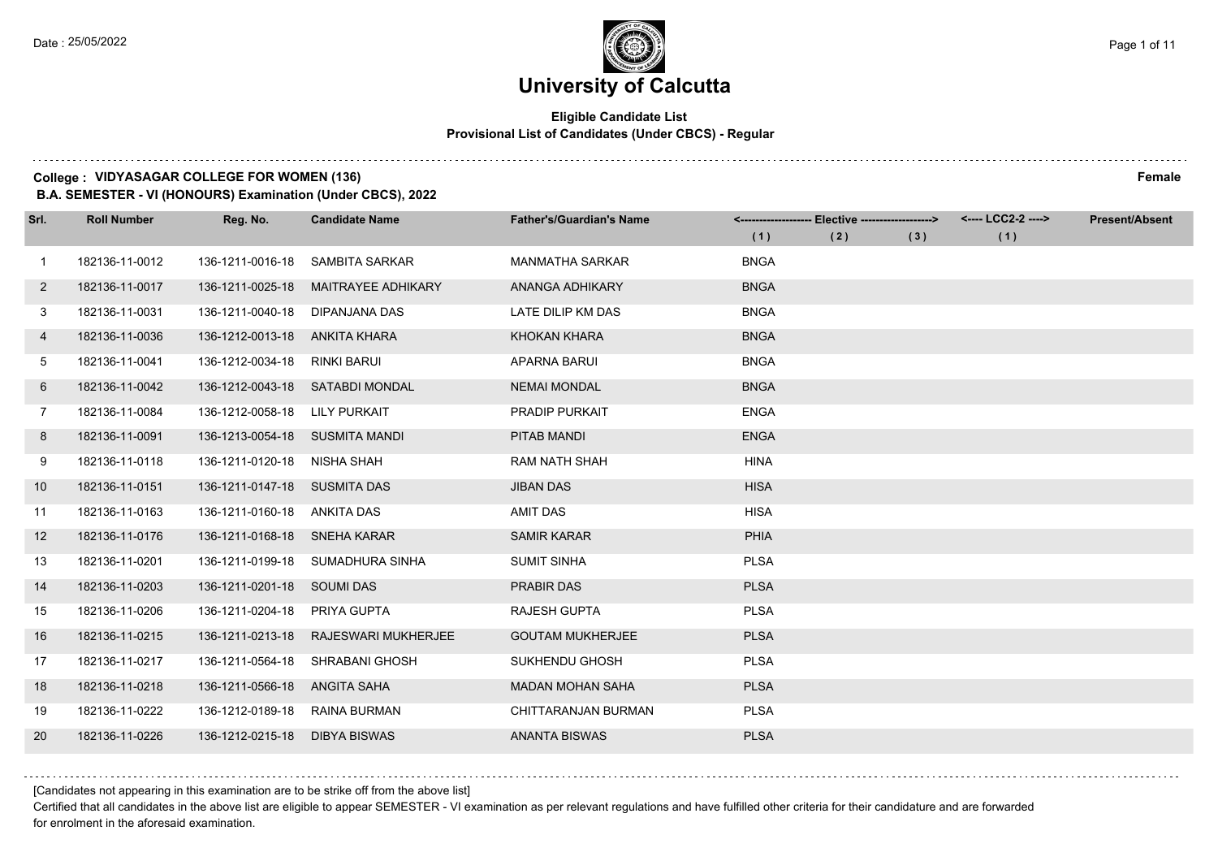# University of Calcutta

**Eligible Candidate List**
**Provisional List of Candidates (Under CBCS) - Regular**

**College : VIDYASAGAR COLLEGE FOR WOMEN (136)** **Female**
**B.A. SEMESTER - VI (HONOURS) Examination (Under CBCS), 2022**

| Srl. | Roll Number | Reg. No. | Candidate Name | Father's/Guardian's Name | Elective (1) | Elective (2) | Elective (3) | LCC2-2 (1) | Present/Absent |
|---|---|---|---|---|---|---|---|---|---|
| 1 | 182136-11-0012 | 136-1211-0016-18 | SAMBITA SARKAR | MANMATHA SARKAR | BNGA | | | | |
| 2 | 182136-11-0017 | 136-1211-0025-18 | MAITRAYEE ADHIKARY | ANANGA ADHIKARY | BNGA | | | | |
| 3 | 182136-11-0031 | 136-1211-0040-18 | DIPANJANA DAS | LATE DILIP KM DAS | BNGA | | | | |
| 4 | 182136-11-0036 | 136-1212-0013-18 | ANKITA KHARA | KHOKAN KHARA | BNGA | | | | |
| 5 | 182136-11-0041 | 136-1212-0034-18 | RINKI BARUI | APARNA BARUI | BNGA | | | | |
| 6 | 182136-11-0042 | 136-1212-0043-18 | SATABDI MONDAL | NEMAI MONDAL | BNGA | | | | |
| 7 | 182136-11-0084 | 136-1212-0058-18 | LILY PURKAIT | PRADIP PURKAIT | ENGA | | | | |
| 8 | 182136-11-0091 | 136-1213-0054-18 | SUSMITA MANDI | PITAB MANDI | ENGA | | | | |
| 9 | 182136-11-0118 | 136-1211-0120-18 | NISHA SHAH | RAM NATH SHAH | HINA | | | | |
| 10 | 182136-11-0151 | 136-1211-0147-18 | SUSMITA DAS | JIBAN DAS | HISA | | | | |
| 11 | 182136-11-0163 | 136-1211-0160-18 | ANKITA DAS | AMIT DAS | HISA | | | | |
| 12 | 182136-11-0176 | 136-1211-0168-18 | SNEHA KARAR | SAMIR KARAR | PHIA | | | | |
| 13 | 182136-11-0201 | 136-1211-0199-18 | SUMADHURA SINHA | SUMIT SINHA | PLSA | | | | |
| 14 | 182136-11-0203 | 136-1211-0201-18 | SOUMI DAS | PRABIR DAS | PLSA | | | | |
| 15 | 182136-11-0206 | 136-1211-0204-18 | PRIYA GUPTA | RAJESH GUPTA | PLSA | | | | |
| 16 | 182136-11-0215 | 136-1211-0213-18 | RAJESWARI MUKHERJEE | GOUTAM MUKHERJEE | PLSA | | | | |
| 17 | 182136-11-0217 | 136-1211-0564-18 | SHRABANI GHOSH | SUKHENDU GHOSH | PLSA | | | | |
| 18 | 182136-11-0218 | 136-1211-0566-18 | ANGITA SAHA | MADAN MOHAN SAHA | PLSA | | | | |
| 19 | 182136-11-0222 | 136-1212-0189-18 | RAINA BURMAN | CHITTARANJAN BURMAN | PLSA | | | | |
| 20 | 182136-11-0226 | 136-1212-0215-18 | DIBYA BISWAS | ANANTA BISWAS | PLSA | | | | |

[Candidates not appearing in this examination are to be strike off from the above list]

Certified that all candidates in the above list are eligible to appear SEMESTER - VI examination as per relevant regulations and have fulfilled other criteria for their candidature and are forwarded for enrolment in the aforesaid examination.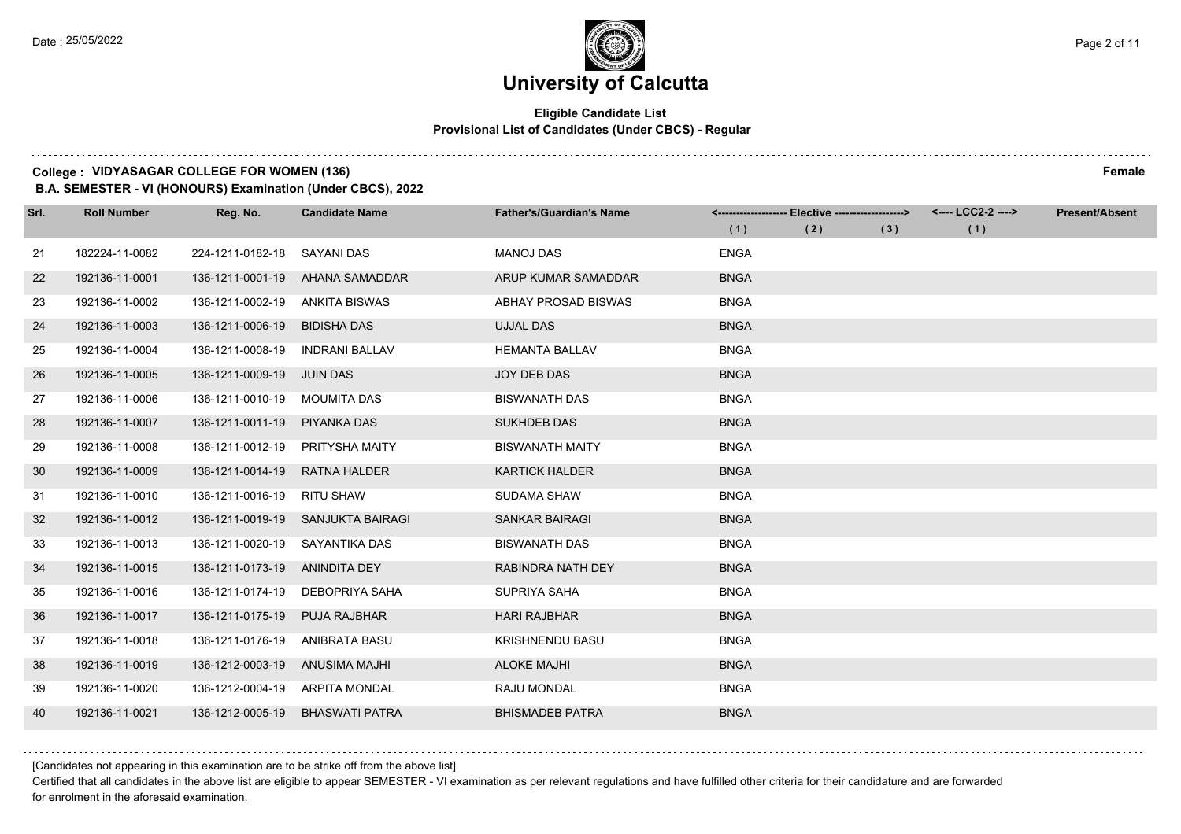# University of Calcutta

## Eligible Candidate List
### Provisional List of Candidates (Under CBCS) - Regular

**College : VIDYASAGAR COLLEGE FOR WOMEN (136)** **Female**

**B.A. SEMESTER - VI (HONOURS) Examination (Under CBCS), 2022**

| Srl. | Roll Number | Reg. No. | Candidate Name | Father's/Guardian's Name | Elective (1) | Elective (2) | Elective (3) | LCC2-2 (1) | Present/Absent |
|---|---|---|---|---|---|---|---|---|---|
| 21 | 182224-11-0082 | 224-1211-0182-18 | SAYANI DAS | MANOJ DAS | ENGA | | | | |
| 22 | 192136-11-0001 | 136-1211-0001-19 | AHANA SAMADDAR | ARUP KUMAR SAMADDAR | BNGA | | | | |
| 23 | 192136-11-0002 | 136-1211-0002-19 | ANKITA BISWAS | ABHAY PROSAD BISWAS | BNGA | | | | |
| 24 | 192136-11-0003 | 136-1211-0006-19 | BIDISHA DAS | UJJAL DAS | BNGA | | | | |
| 25 | 192136-11-0004 | 136-1211-0008-19 | INDRANI BALLAV | HEMANTA BALLAV | BNGA | | | | |
| 26 | 192136-11-0005 | 136-1211-0009-19 | JUIN DAS | JOY DEB DAS | BNGA | | | | |
| 27 | 192136-11-0006 | 136-1211-0010-19 | MOUMITA DAS | BISWANATH DAS | BNGA | | | | |
| 28 | 192136-11-0007 | 136-1211-0011-19 | PIYANKA DAS | SUKHDEB DAS | BNGA | | | | |
| 29 | 192136-11-0008 | 136-1211-0012-19 | PRITYSHA MAITY | BISWANATH MAITY | BNGA | | | | |
| 30 | 192136-11-0009 | 136-1211-0014-19 | RATNA HALDER | KARTICK HALDER | BNGA | | | | |
| 31 | 192136-11-0010 | 136-1211-0016-19 | RITU SHAW | SUDAMA SHAW | BNGA | | | | |
| 32 | 192136-11-0012 | 136-1211-0019-19 | SANJUKTA BAIRAGI | SANKAR BAIRAGI | BNGA | | | | |
| 33 | 192136-11-0013 | 136-1211-0020-19 | SAYANTIKA DAS | BISWANATH DAS | BNGA | | | | |
| 34 | 192136-11-0015 | 136-1211-0173-19 | ANINDITA DEY | RABINDRA NATH DEY | BNGA | | | | |
| 35 | 192136-11-0016 | 136-1211-0174-19 | DEBOPRIYA SAHA | SUPRIYA SAHA | BNGA | | | | |
| 36 | 192136-11-0017 | 136-1211-0175-19 | PUJA RAJBHAR | HARI RAJBHAR | BNGA | | | | |
| 37 | 192136-11-0018 | 136-1211-0176-19 | ANIBRATA BASU | KRISHNENDU BASU | BNGA | | | | |
| 38 | 192136-11-0019 | 136-1212-0003-19 | ANUSIMA MAJHI | ALOKE MAJHI | BNGA | | | | |
| 39 | 192136-11-0020 | 136-1212-0004-19 | ARPITA MONDAL | RAJU MONDAL | BNGA | | | | |
| 40 | 192136-11-0021 | 136-1212-0005-19 | BHASWATI PATRA | BHISMADEB PATRA | BNGA | | | | |

[Candidates not appearing in this examination are to be strike off from the above list]

Certified that all candidates in the above list are eligible to appear SEMESTER - VI examination as per relevant regulations and have fulfilled other criteria for their candidature and are forwarded for enrolment in the aforesaid examination.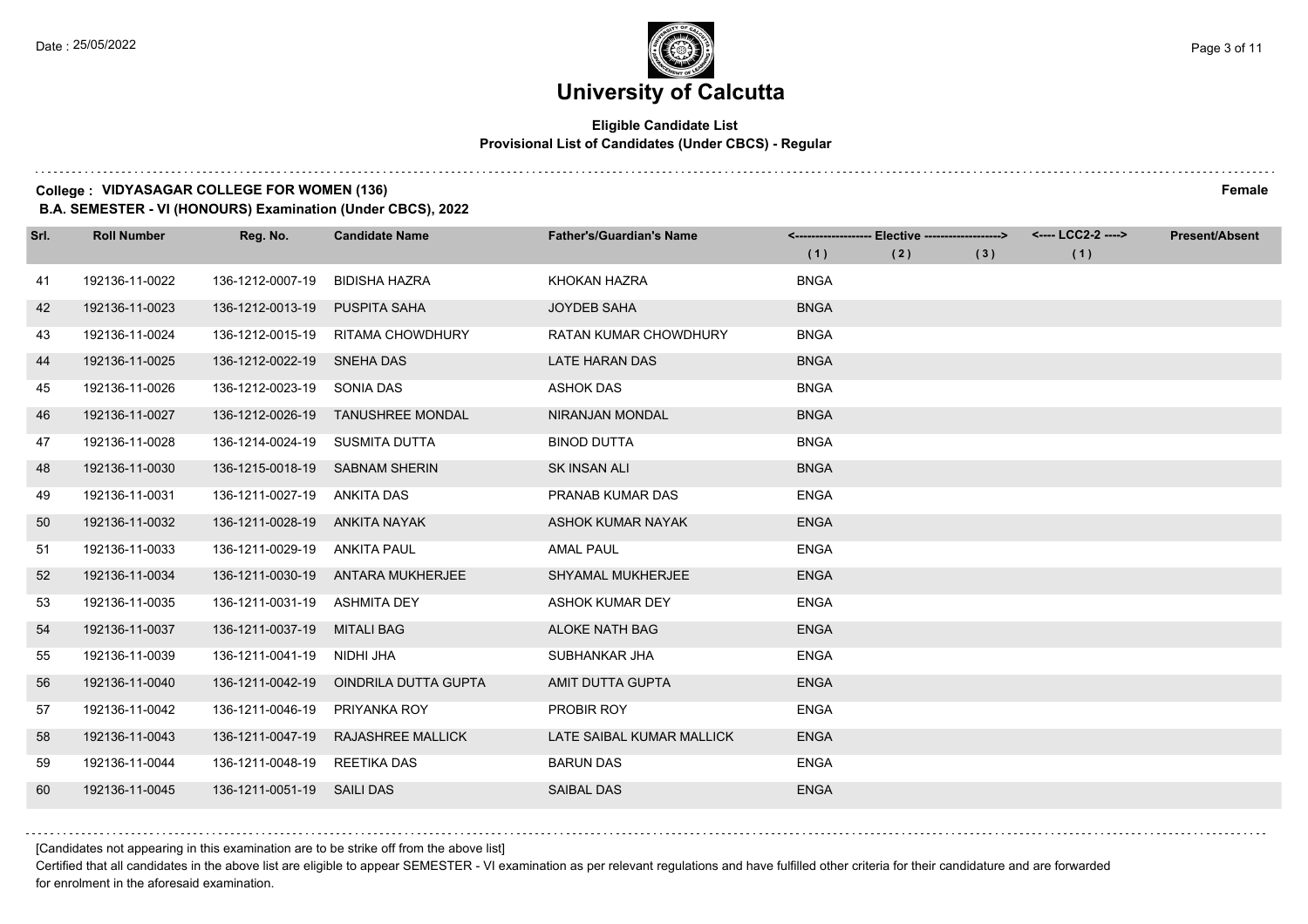# University of Calcutta

**Eligible Candidate List**
**Provisional List of Candidates (Under CBCS) - Regular**

**College : VIDYASAGAR COLLEGE FOR WOMEN (136)** **Female**
**B.A. SEMESTER - VI (HONOURS) Examination (Under CBCS), 2022**

| Srl. | Roll Number | Reg. No. | Candidate Name | Father's/Guardian's Name | Elective (1) | Elective (2) | Elective (3) | LCC2-2 (1) | Present/Absent |
|---|---|---|---|---|---|---|---|---|---|
| 41 | 192136-11-0022 | 136-1212-0007-19 | BIDISHA HAZRA | KHOKAN HAZRA | BNGA | | | | |
| 42 | 192136-11-0023 | 136-1212-0013-19 | PUSPITA SAHA | JOYDEB SAHA | BNGA | | | | |
| 43 | 192136-11-0024 | 136-1212-0015-19 | RITAMA CHOWDHURY | RATAN KUMAR CHOWDHURY | BNGA | | | | |
| 44 | 192136-11-0025 | 136-1212-0022-19 | SNEHA DAS | LATE HARAN DAS | BNGA | | | | |
| 45 | 192136-11-0026 | 136-1212-0023-19 | SONIA DAS | ASHOK DAS | BNGA | | | | |
| 46 | 192136-11-0027 | 136-1212-0026-19 | TANUSHREE MONDAL | NIRANJAN MONDAL | BNGA | | | | |
| 47 | 192136-11-0028 | 136-1214-0024-19 | SUSMITA DUTTA | BINOD DUTTA | BNGA | | | | |
| 48 | 192136-11-0030 | 136-1215-0018-19 | SABNAM SHERIN | SK INSAN ALI | BNGA | | | | |
| 49 | 192136-11-0031 | 136-1211-0027-19 | ANKITA DAS | PRANAB KUMAR DAS | ENGA | | | | |
| 50 | 192136-11-0032 | 136-1211-0028-19 | ANKITA NAYAK | ASHOK KUMAR NAYAK | ENGA | | | | |
| 51 | 192136-11-0033 | 136-1211-0029-19 | ANKITA PAUL | AMAL PAUL | ENGA | | | | |
| 52 | 192136-11-0034 | 136-1211-0030-19 | ANTARA MUKHERJEE | SHYAMAL MUKHERJEE | ENGA | | | | |
| 53 | 192136-11-0035 | 136-1211-0031-19 | ASHMITA DEY | ASHOK KUMAR DEY | ENGA | | | | |
| 54 | 192136-11-0037 | 136-1211-0037-19 | MITALI BAG | ALOKE NATH BAG | ENGA | | | | |
| 55 | 192136-11-0039 | 136-1211-0041-19 | NIDHI JHA | SUBHANKAR JHA | ENGA | | | | |
| 56 | 192136-11-0040 | 136-1211-0042-19 | OINDRILA DUTTA GUPTA | AMIT DUTTA GUPTA | ENGA | | | | |
| 57 | 192136-11-0042 | 136-1211-0046-19 | PRIYANKA ROY | PROBIR ROY | ENGA | | | | |
| 58 | 192136-11-0043 | 136-1211-0047-19 | RAJASHREE MALLICK | LATE SAIBAL KUMAR MALLICK | ENGA | | | | |
| 59 | 192136-11-0044 | 136-1211-0048-19 | REETIKA DAS | BARUN DAS | ENGA | | | | |
| 60 | 192136-11-0045 | 136-1211-0051-19 | SAILI DAS | SAIBAL DAS | ENGA | | | | |

[Candidates not appearing in this examination are to be strike off from the above list]

Certified that all candidates in the above list are eligible to appear SEMESTER - VI examination as per relevant regulations and have fulfilled other criteria for their candidature and are forwarded for enrolment in the aforesaid examination.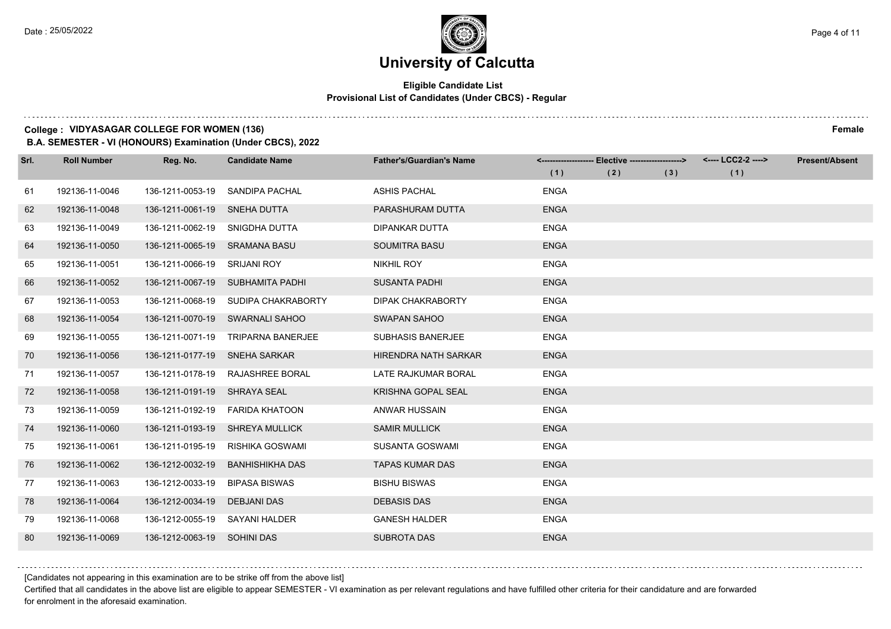# University of Calcutta

**Eligible Candidate List**
**Provisional List of Candidates (Under CBCS) - Regular**

**College : VIDYASAGAR COLLEGE FOR WOMEN (136)** **Female**

**B.A. SEMESTER - VI (HONOURS) Examination (Under CBCS), 2022**

| Srl. | Roll Number | Reg. No. | Candidate Name | Father's/Guardian's Name | Elective (1) | Elective (2) | Elective (3) | LCC2-2 (1) | Present/Absent |
|---|---|---|---|---|---|---|---|---|---|
| 61 | 192136-11-0046 | 136-1211-0053-19 | SANDIPA PACHAL | ASHIS PACHAL | ENGA | | | | |
| 62 | 192136-11-0048 | 136-1211-0061-19 | SNEHA DUTTA | PARASHURAM DUTTA | ENGA | | | | |
| 63 | 192136-11-0049 | 136-1211-0062-19 | SNIGDHA DUTTA | DIPANKAR DUTTA | ENGA | | | | |
| 64 | 192136-11-0050 | 136-1211-0065-19 | SRAMANA BASU | SOUMITRA BASU | ENGA | | | | |
| 65 | 192136-11-0051 | 136-1211-0066-19 | SRIJANI ROY | NIKHIL ROY | ENGA | | | | |
| 66 | 192136-11-0052 | 136-1211-0067-19 | SUBHAMITA PADHI | SUSANTA PADHI | ENGA | | | | |
| 67 | 192136-11-0053 | 136-1211-0068-19 | SUDIPA CHAKRABORTY | DIPAK CHAKRABORTY | ENGA | | | | |
| 68 | 192136-11-0054 | 136-1211-0070-19 | SWARNALI SAHOO | SWAPAN SAHOO | ENGA | | | | |
| 69 | 192136-11-0055 | 136-1211-0071-19 | TRIPARNA BANERJEE | SUBHASIS BANERJEE | ENGA | | | | |
| 70 | 192136-11-0056 | 136-1211-0177-19 | SNEHA SARKAR | HIRENDRA NATH SARKAR | ENGA | | | | |
| 71 | 192136-11-0057 | 136-1211-0178-19 | RAJASHREE BORAL | LATE RAJKUMAR BORAL | ENGA | | | | |
| 72 | 192136-11-0058 | 136-1211-0191-19 | SHRAYA SEAL | KRISHNA GOPAL SEAL | ENGA | | | | |
| 73 | 192136-11-0059 | 136-1211-0192-19 | FARIDA KHATOON | ANWAR HUSSAIN | ENGA | | | | |
| 74 | 192136-11-0060 | 136-1211-0193-19 | SHREYA MULLICK | SAMIR MULLICK | ENGA | | | | |
| 75 | 192136-11-0061 | 136-1211-0195-19 | RISHIKA GOSWAMI | SUSANTA GOSWAMI | ENGA | | | | |
| 76 | 192136-11-0062 | 136-1212-0032-19 | BANHISHIKHA DAS | TAPAS KUMAR DAS | ENGA | | | | |
| 77 | 192136-11-0063 | 136-1212-0033-19 | BIPASA BISWAS | BISHU BISWAS | ENGA | | | | |
| 78 | 192136-11-0064 | 136-1212-0034-19 | DEBJANI DAS | DEBASIS DAS | ENGA | | | | |
| 79 | 192136-11-0068 | 136-1212-0055-19 | SAYANI HALDER | GANESH HALDER | ENGA | | | | |
| 80 | 192136-11-0069 | 136-1212-0063-19 | SOHINI DAS | SUBROTA DAS | ENGA | | | | |

[Candidates not appearing in this examination are to be strike off from the above list]

Certified that all candidates in the above list are eligible to appear SEMESTER - VI examination as per relevant regulations and have fulfilled other criteria for their candidature and are forwarded for enrolment in the aforesaid examination.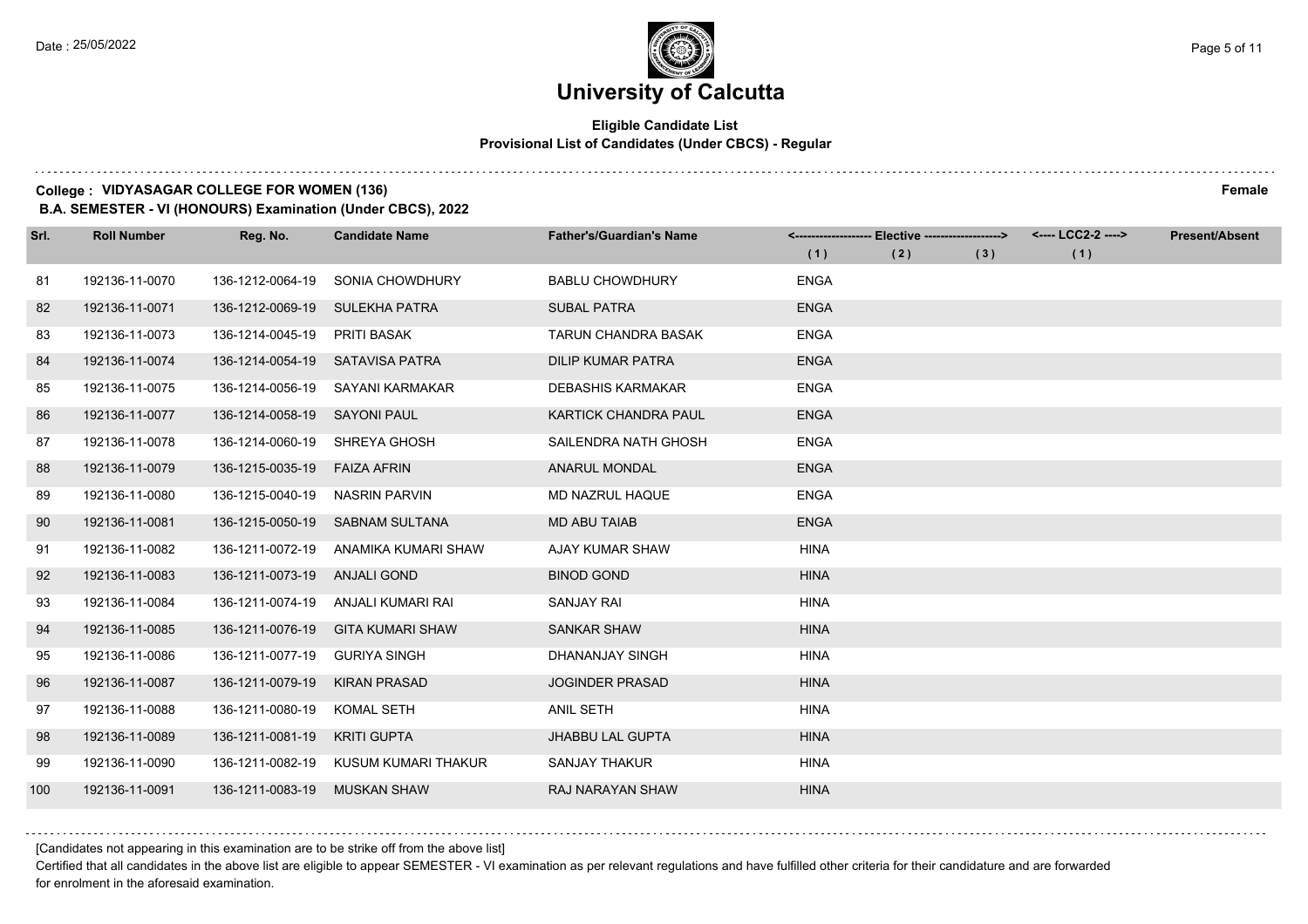# University of Calcutta

**Eligible Candidate List**
**Provisional List of Candidates (Under CBCS) - Regular**

**College : VIDYASAGAR COLLEGE FOR WOMEN (136)** **Female**

**B.A. SEMESTER - VI (HONOURS) Examination (Under CBCS), 2022**

| Srl. | Roll Number | Reg. No. | Candidate Name | Father's/Guardian's Name | Elective (1) | Elective (2) | Elective (3) | LCC2-2 (1) | Present/Absent |
|---|---|---|---|---|---|---|---|---|---|
| 81 | 192136-11-0070 | 136-1212-0064-19 | SONIA CHOWDHURY | BABLU CHOWDHURY | ENGA | | | | |
| 82 | 192136-11-0071 | 136-1212-0069-19 | SULEKHA PATRA | SUBAL PATRA | ENGA | | | | |
| 83 | 192136-11-0073 | 136-1214-0045-19 | PRITI BASAK | TARUN CHANDRA BASAK | ENGA | | | | |
| 84 | 192136-11-0074 | 136-1214-0054-19 | SATAVISA PATRA | DILIP KUMAR PATRA | ENGA | | | | |
| 85 | 192136-11-0075 | 136-1214-0056-19 | SAYANI KARMAKAR | DEBASHIS KARMAKAR | ENGA | | | | |
| 86 | 192136-11-0077 | 136-1214-0058-19 | SAYONI PAUL | KARTICK CHANDRA PAUL | ENGA | | | | |
| 87 | 192136-11-0078 | 136-1214-0060-19 | SHREYA GHOSH | SAILENDRA NATH GHOSH | ENGA | | | | |
| 88 | 192136-11-0079 | 136-1215-0035-19 | FAIZA AFRIN | ANARUL MONDAL | ENGA | | | | |
| 89 | 192136-11-0080 | 136-1215-0040-19 | NASRIN PARVIN | MD NAZRUL HAQUE | ENGA | | | | |
| 90 | 192136-11-0081 | 136-1215-0050-19 | SABNAM SULTANA | MD ABU TAIAB | ENGA | | | | |
| 91 | 192136-11-0082 | 136-1211-0072-19 | ANAMIKA KUMARI SHAW | AJAY KUMAR SHAW | HINA | | | | |
| 92 | 192136-11-0083 | 136-1211-0073-19 | ANJALI GOND | BINOD GOND | HINA | | | | |
| 93 | 192136-11-0084 | 136-1211-0074-19 | ANJALI KUMARI RAI | SANJAY RAI | HINA | | | | |
| 94 | 192136-11-0085 | 136-1211-0076-19 | GITA KUMARI SHAW | SANKAR SHAW | HINA | | | | |
| 95 | 192136-11-0086 | 136-1211-0077-19 | GURIYA SINGH | DHANANJAY SINGH | HINA | | | | |
| 96 | 192136-11-0087 | 136-1211-0079-19 | KIRAN PRASAD | JOGINDER PRASAD | HINA | | | | |
| 97 | 192136-11-0088 | 136-1211-0080-19 | KOMAL SETH | ANIL SETH | HINA | | | | |
| 98 | 192136-11-0089 | 136-1211-0081-19 | KRITI GUPTA | JHABBU LAL GUPTA | HINA | | | | |
| 99 | 192136-11-0090 | 136-1211-0082-19 | KUSUM KUMARI THAKUR | SANJAY THAKUR | HINA | | | | |
| 100 | 192136-11-0091 | 136-1211-0083-19 | MUSKAN SHAW | RAJ NARAYAN SHAW | HINA | | | | |

[Candidates not appearing in this examination are to be strike off from the above list]

Certified that all candidates in the above list are eligible to appear SEMESTER - VI examination as per relevant regulations and have fulfilled other criteria for their candidature and are forwarded for enrolment in the aforesaid examination.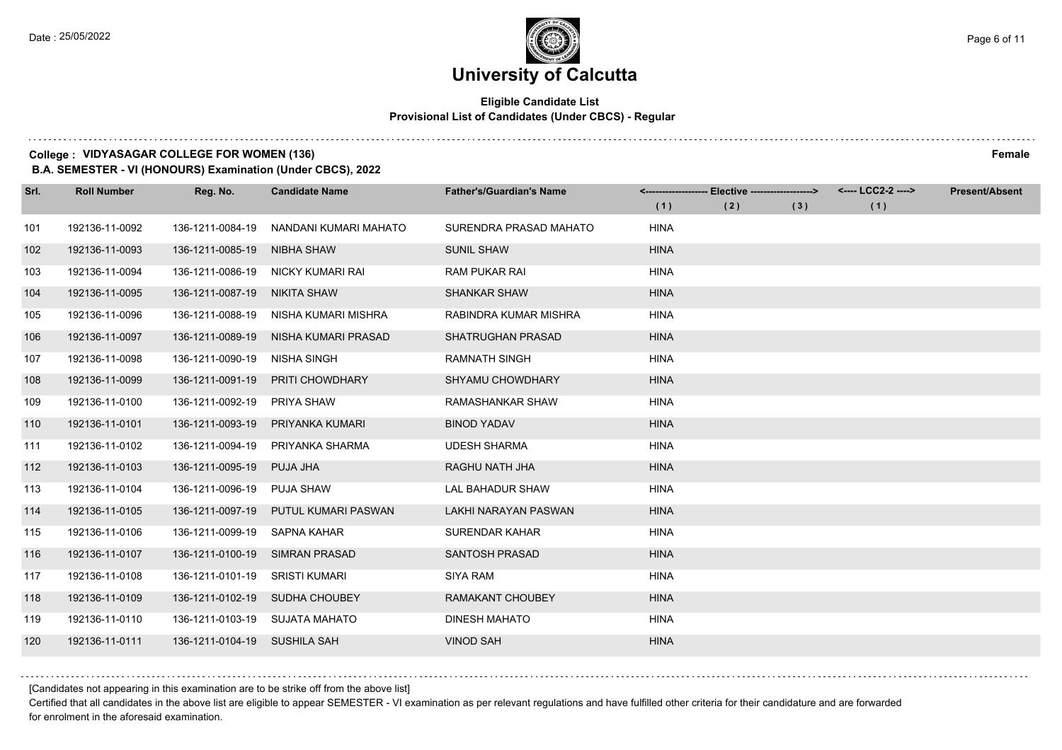# University of Calcutta

## Eligible Candidate List
### Provisional List of Candidates (Under CBCS) - Regular

**College : VIDYASAGAR COLLEGE FOR WOMEN (136)** **Female**

**B.A. SEMESTER - VI (HONOURS) Examination (Under CBCS), 2022**

| Srl. | Roll Number | Reg. No. | Candidate Name | Father's/Guardian's Name | Elective (1) | Elective (2) | Elective (3) | LCC2-2 (1) | Present/Absent |
|---|---|---|---|---|---|---|---|---|---|
| 101 | 192136-11-0092 | 136-1211-0084-19 | NANDANI KUMARI MAHATO | SURENDRA PRASAD MAHATO | HINA | | | | |
| 102 | 192136-11-0093 | 136-1211-0085-19 | NIBHA SHAW | SUNIL SHAW | HINA | | | | |
| 103 | 192136-11-0094 | 136-1211-0086-19 | NICKY KUMARI RAI | RAM PUKAR RAI | HINA | | | | |
| 104 | 192136-11-0095 | 136-1211-0087-19 | NIKITA SHAW | SHANKAR SHAW | HINA | | | | |
| 105 | 192136-11-0096 | 136-1211-0088-19 | NISHA KUMARI MISHRA | RABINDRA KUMAR MISHRA | HINA | | | | |
| 106 | 192136-11-0097 | 136-1211-0089-19 | NISHA KUMARI PRASAD | SHATRUGHAN PRASAD | HINA | | | | |
| 107 | 192136-11-0098 | 136-1211-0090-19 | NISHA SINGH | RAMNATH SINGH | HINA | | | | |
| 108 | 192136-11-0099 | 136-1211-0091-19 | PRITI CHOWDHARY | SHYAMU CHOWDHARY | HINA | | | | |
| 109 | 192136-11-0100 | 136-1211-0092-19 | PRIYA SHAW | RAMASHANKAR SHAW | HINA | | | | |
| 110 | 192136-11-0101 | 136-1211-0093-19 | PRIYANKA KUMARI | BINOD YADAV | HINA | | | | |
| 111 | 192136-11-0102 | 136-1211-0094-19 | PRIYANKA SHARMA | UDESH SHARMA | HINA | | | | |
| 112 | 192136-11-0103 | 136-1211-0095-19 | PUJA JHA | RAGHU NATH JHA | HINA | | | | |
| 113 | 192136-11-0104 | 136-1211-0096-19 | PUJA SHAW | LAL BAHADUR SHAW | HINA | | | | |
| 114 | 192136-11-0105 | 136-1211-0097-19 | PUTUL KUMARI PASWAN | LAKHI NARAYAN PASWAN | HINA | | | | |
| 115 | 192136-11-0106 | 136-1211-0099-19 | SAPNA KAHAR | SURENDAR KAHAR | HINA | | | | |
| 116 | 192136-11-0107 | 136-1211-0100-19 | SIMRAN PRASAD | SANTOSH PRASAD | HINA | | | | |
| 117 | 192136-11-0108 | 136-1211-0101-19 | SRISTI KUMARI | SIYA RAM | HINA | | | | |
| 118 | 192136-11-0109 | 136-1211-0102-19 | SUDHA CHOUBEY | RAMAKANT CHOUBEY | HINA | | | | |
| 119 | 192136-11-0110 | 136-1211-0103-19 | SUJATA MAHATO | DINESH MAHATO | HINA | | | | |
| 120 | 192136-11-0111 | 136-1211-0104-19 | SUSHILA SAH | VINOD SAH | HINA | | | | |

[Candidates not appearing in this examination are to be strike off from the above list]

Certified that all candidates in the above list are eligible to appear SEMESTER - VI examination as per relevant regulations and have fulfilled other criteria for their candidature and are forwarded for enrolment in the aforesaid examination.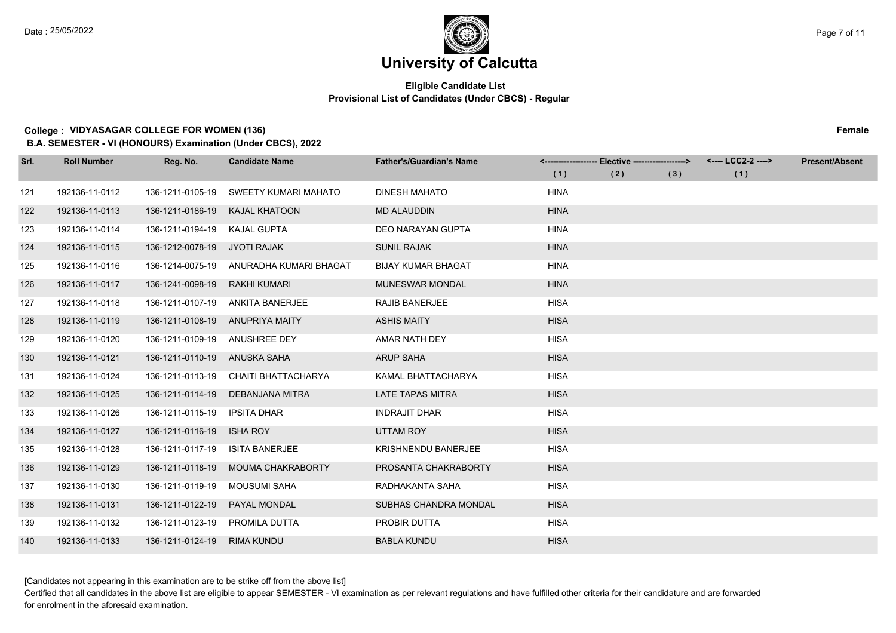# University of Calcutta

**Eligible Candidate List**
**Provisional List of Candidates (Under CBCS) - Regular**

**College : VIDYASAGAR COLLEGE FOR WOMEN (136)** **Female**
**B.A. SEMESTER - VI (HONOURS) Examination (Under CBCS), 2022**

| Srl. | Roll Number | Reg. No. | Candidate Name | Father's/Guardian's Name | Elective (1) | Elective (2) | Elective (3) | LCC2-2 (1) | Present/Absent |
|---|---|---|---|---|---|---|---|---|---|
| 121 | 192136-11-0112 | 136-1211-0105-19 | SWEETY KUMARI MAHATO | DINESH MAHATO | HINA | | | | |
| 122 | 192136-11-0113 | 136-1211-0186-19 | KAJAL KHATOON | MD ALAUDDIN | HINA | | | | |
| 123 | 192136-11-0114 | 136-1211-0194-19 | KAJAL GUPTA | DEO NARAYAN GUPTA | HINA | | | | |
| 124 | 192136-11-0115 | 136-1212-0078-19 | JYOTI RAJAK | SUNIL RAJAK | HINA | | | | |
| 125 | 192136-11-0116 | 136-1214-0075-19 | ANURADHA KUMARI BHAGAT | BIJAY KUMAR BHAGAT | HINA | | | | |
| 126 | 192136-11-0117 | 136-1241-0098-19 | RAKHI KUMARI | MUNESWAR MONDAL | HINA | | | | |
| 127 | 192136-11-0118 | 136-1211-0107-19 | ANKITA BANERJEE | RAJIB BANERJEE | HISA | | | | |
| 128 | 192136-11-0119 | 136-1211-0108-19 | ANUPRIYA MAITY | ASHIS MAITY | HISA | | | | |
| 129 | 192136-11-0120 | 136-1211-0109-19 | ANUSHREE DEY | AMAR NATH DEY | HISA | | | | |
| 130 | 192136-11-0121 | 136-1211-0110-19 | ANUSKA SAHA | ARUP SAHA | HISA | | | | |
| 131 | 192136-11-0124 | 136-1211-0113-19 | CHAITI BHATTACHARYA | KAMAL BHATTACHARYA | HISA | | | | |
| 132 | 192136-11-0125 | 136-1211-0114-19 | DEBANJANA MITRA | LATE TAPAS MITRA | HISA | | | | |
| 133 | 192136-11-0126 | 136-1211-0115-19 | IPSITA DHAR | INDRAJIT DHAR | HISA | | | | |
| 134 | 192136-11-0127 | 136-1211-0116-19 | ISHA ROY | UTTAM ROY | HISA | | | | |
| 135 | 192136-11-0128 | 136-1211-0117-19 | ISITA BANERJEE | KRISHNENDU BANERJEE | HISA | | | | |
| 136 | 192136-11-0129 | 136-1211-0118-19 | MOUMA CHAKRABORTY | PROSANTA CHAKRABORTY | HISA | | | | |
| 137 | 192136-11-0130 | 136-1211-0119-19 | MOUSUMI SAHA | RADHAKANTA SAHA | HISA | | | | |
| 138 | 192136-11-0131 | 136-1211-0122-19 | PAYAL MONDAL | SUBHAS CHANDRA MONDAL | HISA | | | | |
| 139 | 192136-11-0132 | 136-1211-0123-19 | PROMILA DUTTA | PROBIR DUTTA | HISA | | | | |
| 140 | 192136-11-0133 | 136-1211-0124-19 | RIMA KUNDU | BABLA KUNDU | HISA | | | | |

[Candidates not appearing in this examination are to be strike off from the above list]

Certified that all candidates in the above list are eligible to appear SEMESTER - VI examination as per relevant regulations and have fulfilled other criteria for their candidature and are forwarded for enrolment in the aforesaid examination.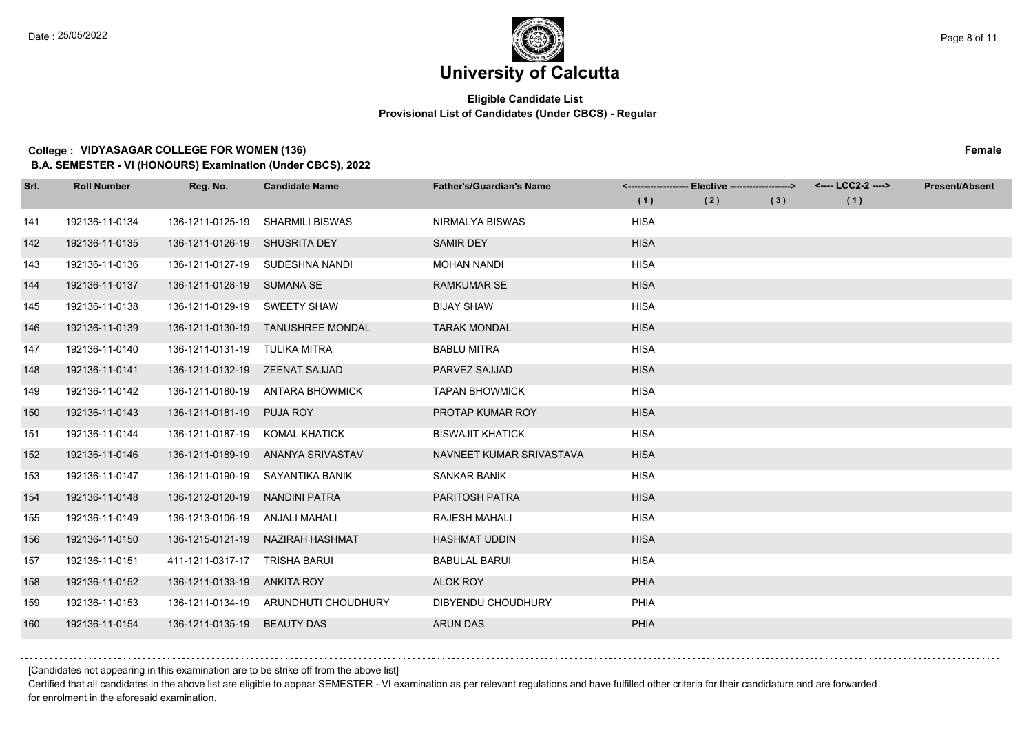# University of Calcutta

**Eligible Candidate List**
**Provisional List of Candidates (Under CBCS) - Regular**

**College : VIDYASAGAR COLLEGE FOR WOMEN (136)** **Female**
**B.A. SEMESTER - VI (HONOURS) Examination (Under CBCS), 2022**

| Srl. | Roll Number | Reg. No. | Candidate Name | Father's/Guardian's Name | Elective (1) | Elective (2) | Elective (3) | LCC2-2 (1) | Present/Absent |
|---|---|---|---|---|---|---|---|---|---|
| 141 | 192136-11-0134 | 136-1211-0125-19 | SHARMILI BISWAS | NIRMALYA BISWAS | HISA | | | | |
| 142 | 192136-11-0135 | 136-1211-0126-19 | SHUSRITA DEY | SAMIR DEY | HISA | | | | |
| 143 | 192136-11-0136 | 136-1211-0127-19 | SUDESHNA NANDI | MOHAN NANDI | HISA | | | | |
| 144 | 192136-11-0137 | 136-1211-0128-19 | SUMANA SE | RAMKUMAR SE | HISA | | | | |
| 145 | 192136-11-0138 | 136-1211-0129-19 | SWEETY SHAW | BIJAY SHAW | HISA | | | | |
| 146 | 192136-11-0139 | 136-1211-0130-19 | TANUSHREE MONDAL | TARAK MONDAL | HISA | | | | |
| 147 | 192136-11-0140 | 136-1211-0131-19 | TULIKA MITRA | BABLU MITRA | HISA | | | | |
| 148 | 192136-11-0141 | 136-1211-0132-19 | ZEENAT SAJJAD | PARVEZ SAJJAD | HISA | | | | |
| 149 | 192136-11-0142 | 136-1211-0180-19 | ANTARA BHOWMICK | TAPAN BHOWMICK | HISA | | | | |
| 150 | 192136-11-0143 | 136-1211-0181-19 | PUJA ROY | PROTAP KUMAR ROY | HISA | | | | |
| 151 | 192136-11-0144 | 136-1211-0187-19 | KOMAL KHATICK | BISWAJIT KHATICK | HISA | | | | |
| 152 | 192136-11-0146 | 136-1211-0189-19 | ANANYA SRIVASTAV | NAVNEET KUMAR SRIVASTAVA | HISA | | | | |
| 153 | 192136-11-0147 | 136-1211-0190-19 | SAYANTIKA BANIK | SANKAR BANIK | HISA | | | | |
| 154 | 192136-11-0148 | 136-1212-0120-19 | NANDINI PATRA | PARITOSH PATRA | HISA | | | | |
| 155 | 192136-11-0149 | 136-1213-0106-19 | ANJALI MAHALI | RAJESH MAHALI | HISA | | | | |
| 156 | 192136-11-0150 | 136-1215-0121-19 | NAZIRAH HASHMAT | HASHMAT UDDIN | HISA | | | | |
| 157 | 192136-11-0151 | 411-1211-0317-17 | TRISHA BARUI | BABULAL BARUI | HISA | | | | |
| 158 | 192136-11-0152 | 136-1211-0133-19 | ANKITA ROY | ALOK ROY | PHIA | | | | |
| 159 | 192136-11-0153 | 136-1211-0134-19 | ARUNDHUTI CHOUDHURY | DIBYENDU CHOUDHURY | PHIA | | | | |
| 160 | 192136-11-0154 | 136-1211-0135-19 | BEAUTY DAS | ARUN DAS | PHIA | | | | |

[Candidates not appearing in this examination are to be strike off from the above list]

Certified that all candidates in the above list are eligible to appear SEMESTER - VI examination as per relevant regulations and have fulfilled other criteria for their candidature and are forwarded for enrolment in the aforesaid examination.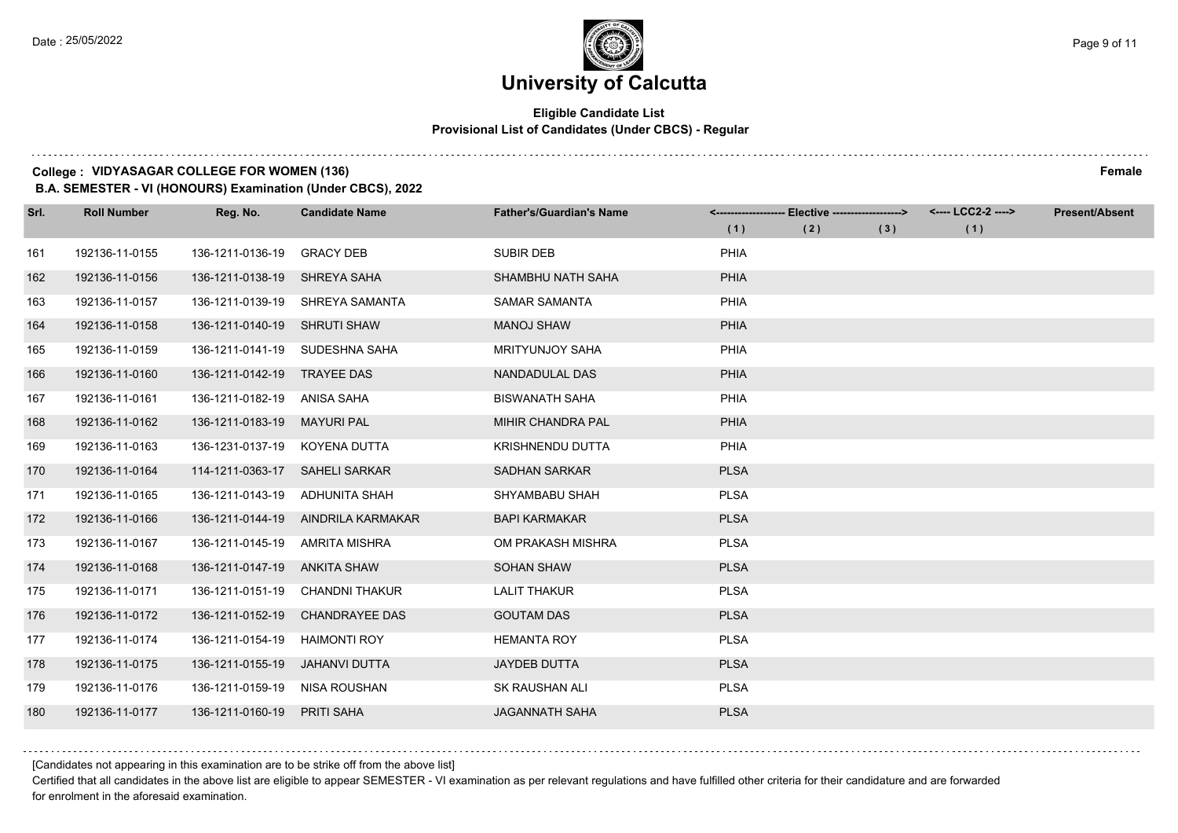# University of Calcutta

**Eligible Candidate List**
**Provisional List of Candidates (Under CBCS) - Regular**

**College : VIDYASAGAR COLLEGE FOR WOMEN (136)** **Female**
**B.A. SEMESTER - VI (HONOURS) Examination (Under CBCS), 2022**

| Srl. | Roll Number | Reg. No. | Candidate Name | Father's/Guardian's Name | Elective (1) | Elective (2) | Elective (3) | LCC2-2 (1) | Present/Absent |
|---|---|---|---|---|---|---|---|---|---|
| 161 | 192136-11-0155 | 136-1211-0136-19 | GRACY DEB | SUBIR DEB | PHIA | | | | |
| 162 | 192136-11-0156 | 136-1211-0138-19 | SHREYA SAHA | SHAMBHU NATH SAHA | PHIA | | | | |
| 163 | 192136-11-0157 | 136-1211-0139-19 | SHREYA SAMANTA | SAMAR SAMANTA | PHIA | | | | |
| 164 | 192136-11-0158 | 136-1211-0140-19 | SHRUTI SHAW | MANOJ SHAW | PHIA | | | | |
| 165 | 192136-11-0159 | 136-1211-0141-19 | SUDESHNA SAHA | MRITYUNJOY SAHA | PHIA | | | | |
| 166 | 192136-11-0160 | 136-1211-0142-19 | TRAYEE DAS | NANDADULAL DAS | PHIA | | | | |
| 167 | 192136-11-0161 | 136-1211-0182-19 | ANISA SAHA | BISWANATH SAHA | PHIA | | | | |
| 168 | 192136-11-0162 | 136-1211-0183-19 | MAYURI PAL | MIHIR CHANDRA PAL | PHIA | | | | |
| 169 | 192136-11-0163 | 136-1231-0137-19 | KOYENA DUTTA | KRISHNENDU DUTTA | PHIA | | | | |
| 170 | 192136-11-0164 | 114-1211-0363-17 | SAHELI SARKAR | SADHAN SARKAR | PLSA | | | | |
| 171 | 192136-11-0165 | 136-1211-0143-19 | ADHUNITA SHAH | SHYAMBABU SHAH | PLSA | | | | |
| 172 | 192136-11-0166 | 136-1211-0144-19 | AINDRILA KARMAKAR | BAPI KARMAKAR | PLSA | | | | |
| 173 | 192136-11-0167 | 136-1211-0145-19 | AMRITA MISHRA | OM PRAKASH MISHRA | PLSA | | | | |
| 174 | 192136-11-0168 | 136-1211-0147-19 | ANKITA SHAW | SOHAN SHAW | PLSA | | | | |
| 175 | 192136-11-0171 | 136-1211-0151-19 | CHANDNI THAKUR | LALIT THAKUR | PLSA | | | | |
| 176 | 192136-11-0172 | 136-1211-0152-19 | CHANDRAYEE DAS | GOUTAM DAS | PLSA | | | | |
| 177 | 192136-11-0174 | 136-1211-0154-19 | HAIMONTI ROY | HEMANTA ROY | PLSA | | | | |
| 178 | 192136-11-0175 | 136-1211-0155-19 | JAHANVI DUTTA | JAYDEB DUTTA | PLSA | | | | |
| 179 | 192136-11-0176 | 136-1211-0159-19 | NISA ROUSHAN | SK RAUSHAN ALI | PLSA | | | | |
| 180 | 192136-11-0177 | 136-1211-0160-19 | PRITI SAHA | JAGANNATH SAHA | PLSA | | | | |

[Candidates not appearing in this examination are to be strike off from the above list]

Certified that all candidates in the above list are eligible to appear SEMESTER - VI examination as per relevant regulations and have fulfilled other criteria for their candidature and are forwarded for enrolment in the aforesaid examination.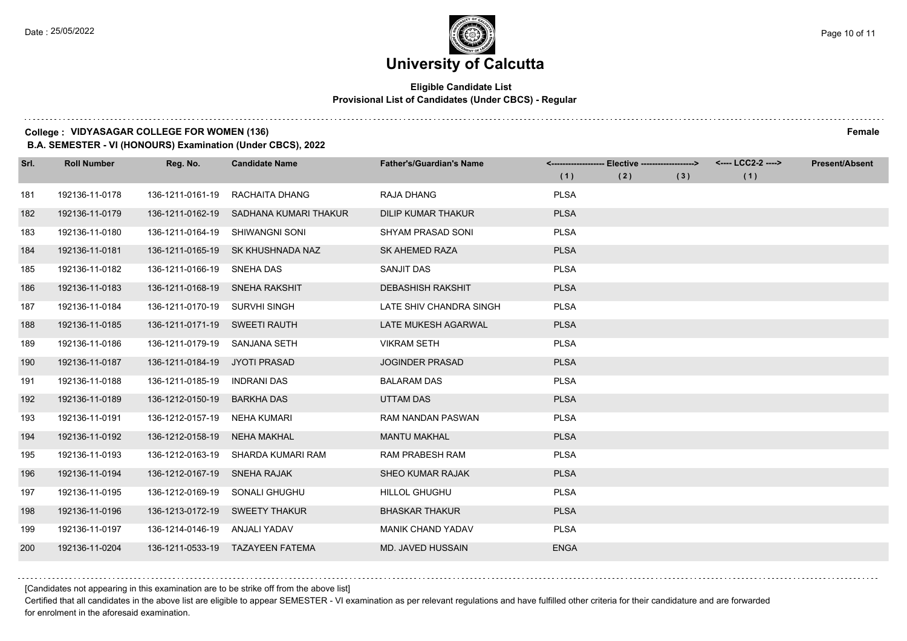# University of Calcutta

**Eligible Candidate List**
**Provisional List of Candidates (Under CBCS) - Regular**

**College : VIDYASAGAR COLLEGE FOR WOMEN (136)** **Female**
**B.A. SEMESTER - VI (HONOURS) Examination (Under CBCS), 2022**

| Srl. | Roll Number | Reg. No. | Candidate Name | Father's/Guardian's Name | Elective (1) | Elective (2) | Elective (3) | LCC2-2 (1) | Present/Absent |
|---|---|---|---|---|---|---|---|---|---|
| 181 | 192136-11-0178 | 136-1211-0161-19 | RACHAITA DHANG | RAJA DHANG | PLSA | | | | |
| 182 | 192136-11-0179 | 136-1211-0162-19 | SADHANA KUMARI THAKUR | DILIP KUMAR THAKUR | PLSA | | | | |
| 183 | 192136-11-0180 | 136-1211-0164-19 | SHIWANGNI SONI | SHYAM PRASAD SONI | PLSA | | | | |
| 184 | 192136-11-0181 | 136-1211-0165-19 | SK KHUSHNADA NAZ | SK AHEMED RAZA | PLSA | | | | |
| 185 | 192136-11-0182 | 136-1211-0166-19 | SNEHA DAS | SANJIT DAS | PLSA | | | | |
| 186 | 192136-11-0183 | 136-1211-0168-19 | SNEHA RAKSHIT | DEBASHISH RAKSHIT | PLSA | | | | |
| 187 | 192136-11-0184 | 136-1211-0170-19 | SURVHI SINGH | LATE SHIV CHANDRA SINGH | PLSA | | | | |
| 188 | 192136-11-0185 | 136-1211-0171-19 | SWEETI RAUTH | LATE MUKESH AGARWAL | PLSA | | | | |
| 189 | 192136-11-0186 | 136-1211-0179-19 | SANJANA SETH | VIKRAM SETH | PLSA | | | | |
| 190 | 192136-11-0187 | 136-1211-0184-19 | JYOTI PRASAD | JOGINDER PRASAD | PLSA | | | | |
| 191 | 192136-11-0188 | 136-1211-0185-19 | INDRANI DAS | BALARAM DAS | PLSA | | | | |
| 192 | 192136-11-0189 | 136-1212-0150-19 | BARKHA DAS | UTTAM DAS | PLSA | | | | |
| 193 | 192136-11-0191 | 136-1212-0157-19 | NEHA KUMARI | RAM NANDAN PASWAN | PLSA | | | | |
| 194 | 192136-11-0192 | 136-1212-0158-19 | NEHA MAKHAL | MANTU MAKHAL | PLSA | | | | |
| 195 | 192136-11-0193 | 136-1212-0163-19 | SHARDA KUMARI RAM | RAM PRABESH RAM | PLSA | | | | |
| 196 | 192136-11-0194 | 136-1212-0167-19 | SNEHA RAJAK | SHEO KUMAR RAJAK | PLSA | | | | |
| 197 | 192136-11-0195 | 136-1212-0169-19 | SONALI GHUGHU | HILLOL GHUGHU | PLSA | | | | |
| 198 | 192136-11-0196 | 136-1213-0172-19 | SWEETY THAKUR | BHASKAR THAKUR | PLSA | | | | |
| 199 | 192136-11-0197 | 136-1214-0146-19 | ANJALI YADAV | MANIK CHAND YADAV | PLSA | | | | |
| 200 | 192136-11-0204 | 136-1211-0533-19 | TAZAYEEN FATEMA | MD. JAVED HUSSAIN | ENGA | | | | |

[Candidates not appearing in this examination are to be strike off from the above list]

Certified that all candidates in the above list are eligible to appear SEMESTER - VI examination as per relevant regulations and have fulfilled other criteria for their candidature and are forwarded for enrolment in the aforesaid examination.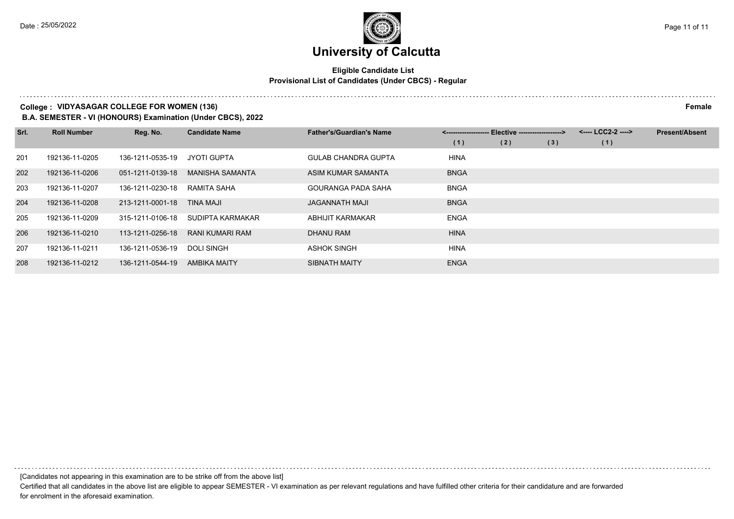# University of Calcutta

**Eligible Candidate List**
**Provisional List of Candidates (Under CBCS) - Regular**

**College : VIDYASAGAR COLLEGE FOR WOMEN (136)** **Female**
**B.A. SEMESTER - VI (HONOURS) Examination (Under CBCS), 2022**

| Srl. | Roll Number | Reg. No. | Candidate Name | Father's/Guardian's Name | <------ Elective ------> | | | <---- LCC2-2 ----> | Present/Absent |
|---|---|---|---|---|---|---|---|---|---|
| | | | | | (1) | (2) | (3) | (1) | |
| 201 | 192136-11-0205 | 136-1211-0535-19 | JYOTI GUPTA | GULAB CHANDRA GUPTA | HINA | | | | |
| 202 | 192136-11-0206 | 051-1211-0139-18 | MANISHA SAMANTA | ASIM KUMAR SAMANTA | BNGA | | | | |
| 203 | 192136-11-0207 | 136-1211-0230-18 | RAMITA SAHA | GOURANGA PADA SAHA | BNGA | | | | |
| 204 | 192136-11-0208 | 213-1211-0001-18 | TINA MAJI | JAGANNATH MAJI | BNGA | | | | |
| 205 | 192136-11-0209 | 315-1211-0106-18 | SUDIPTA KARMAKAR | ABHIJIT KARMAKAR | ENGA | | | | |
| 206 | 192136-11-0210 | 113-1211-0256-18 | RANI KUMARI RAM | DHANU RAM | HINA | | | | |
| 207 | 192136-11-0211 | 136-1211-0536-19 | DOLI SINGH | ASHOK SINGH | HINA | | | | |
| 208 | 192136-11-0212 | 136-1211-0544-19 | AMBIKA MAITY | SIBNATH MAITY | ENGA | | | | |

[Candidates not appearing in this examination are to be strike off from the above list]

Certified that all candidates in the above list are eligible to appear SEMESTER - VI examination as per relevant regulations and have fulfilled other criteria for their candidature and are forwarded for enrolment in the aforesaid examination.